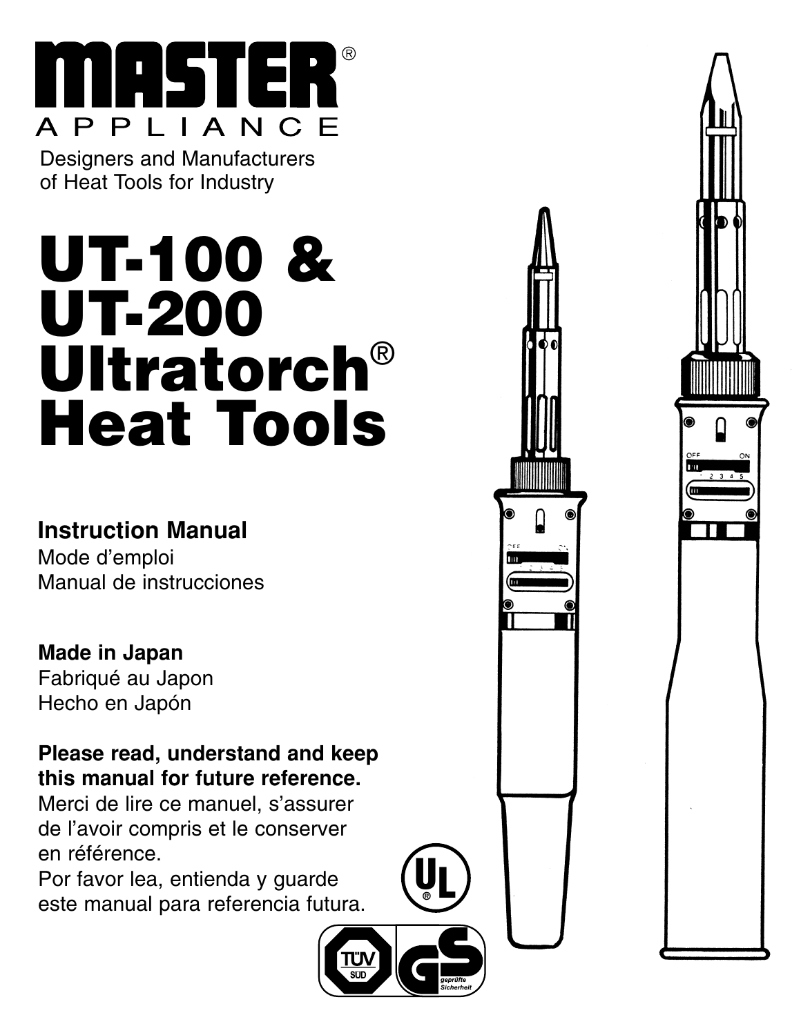# MASTER® APPLIANCE

Designers and Manufacturers of Heat Tools for Industry

# UT-100 & UT-200 Ultratorch® Heat Tools

**Instruction Manual**
Mode d'emploi
Manual de instrucciones

**Made in Japan**
Fabriqué au Japon
Hecho en Japón

**Please read, understand and keep this manual for future reference.**
Merci de lire ce manuel, s'assurer de l'avoir compris et le conserver en référence.
Por favor lea, entienda y guarde este manual para referencia futura.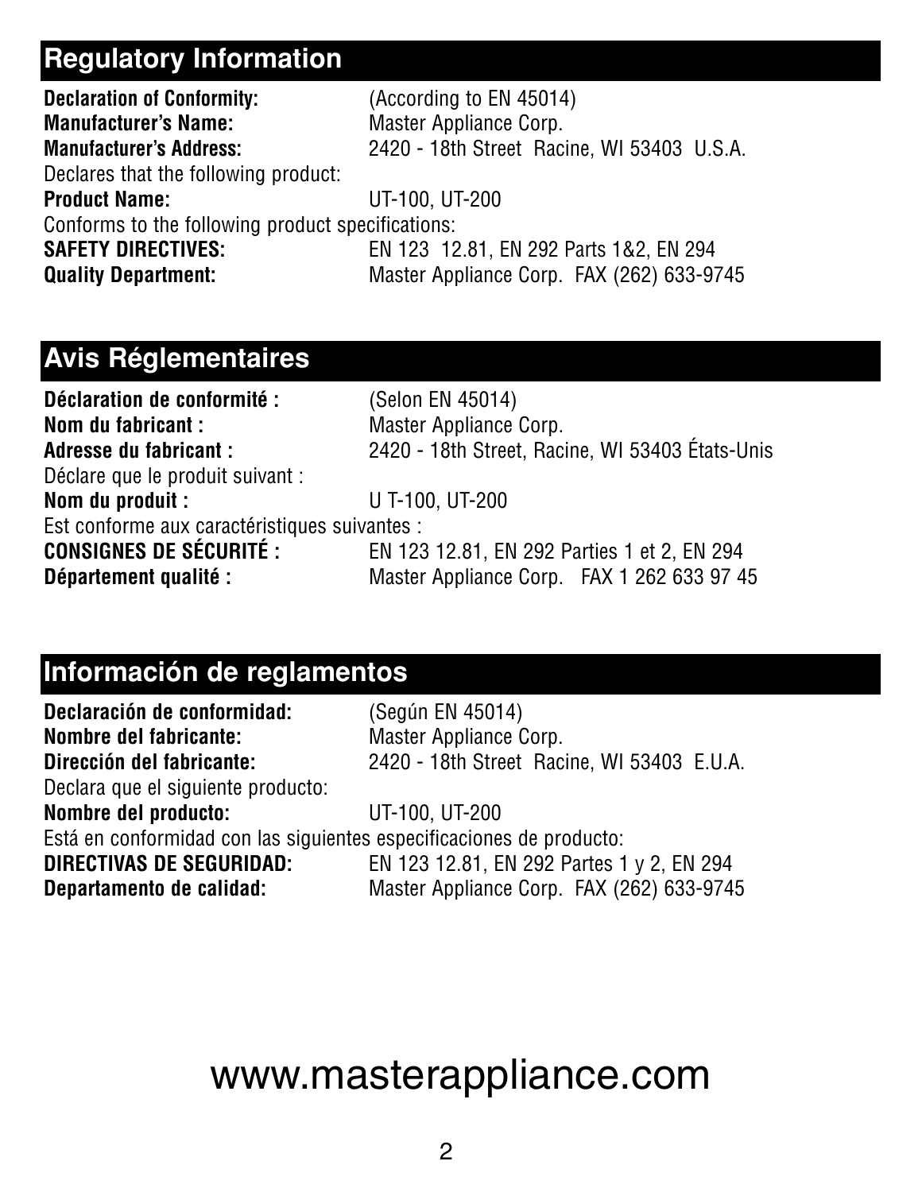## Regulatory Information

**Declaration of Conformity:** (According to EN 45014)
**Manufacturer's Name:** Master Appliance Corp.
**Manufacturer's Address:** 2420 - 18th Street Racine, WI 53403 U.S.A.
Declares that the following product:
**Product Name:** UT-100, UT-200
Conforms to the following product specifications:
**SAFETY DIRECTIVES:** EN 123 12.81, EN 292 Parts 1&2, EN 294
**Quality Department:** Master Appliance Corp. FAX (262) 633-9745

## Avis Réglementaires

**Déclaration de conformité :** (Selon EN 45014)
**Nom du fabricant :** Master Appliance Corp.
**Adresse du fabricant :** 2420 - 18th Street, Racine, WI 53403 États-Unis
Déclare que le produit suivant :
**Nom du produit :** U T-100, UT-200
Est conforme aux caractéristiques suivantes :
**CONSIGNES DE SÉCURITÉ :** EN 123 12.81, EN 292 Parties 1 et 2, EN 294
**Département qualité :** Master Appliance Corp. FAX 1 262 633 97 45

## Información de reglamentos

**Declaración de conformidad:** (Según EN 45014)
**Nombre del fabricante:** Master Appliance Corp.
**Dirección del fabricante:** 2420 - 18th Street Racine, WI 53403 E.U.A.
Declara que el siguiente producto:
**Nombre del producto:** UT-100, UT-200
Está en conformidad con las siguientes especificaciones de producto:
**DIRECTIVAS DE SEGURIDAD:** EN 123 12.81, EN 292 Partes 1 y 2, EN 294
**Departamento de calidad:** Master Appliance Corp. FAX (262) 633-9745

www.masterappliance.com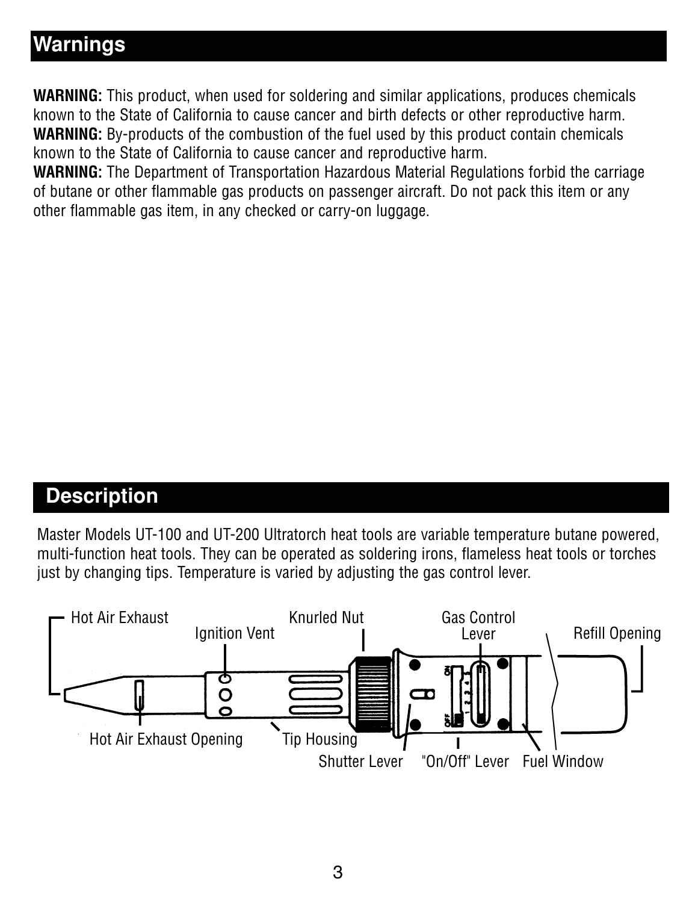## Warnings

**WARNING:** This product, when used for soldering and similar applications, produces chemicals known to the State of California to cause cancer and birth defects or other reproductive harm.
**WARNING:** By-products of the combustion of the fuel used by this product contain chemicals known to the State of California to cause cancer and reproductive harm.
**WARNING:** The Department of Transportation Hazardous Material Regulations forbid the carriage of butane or other flammable gas products on passenger aircraft. Do not pack this item or any other flammable gas item, in any checked or carry-on luggage.

## Description

Master Models UT-100 and UT-200 Ultratorch heat tools are variable temperature butane powered, multi-function heat tools. They can be operated as soldering irons, flameless heat tools or torches just by changing tips. Temperature is varied by adjusting the gas control lever.

Hot Air Exhaust, Ignition Vent, Knurled Nut, Gas Control Lever, Refill Opening, Hot Air Exhaust Opening, Tip Housing, Shutter Lever, "On/Off" Lever, Fuel Window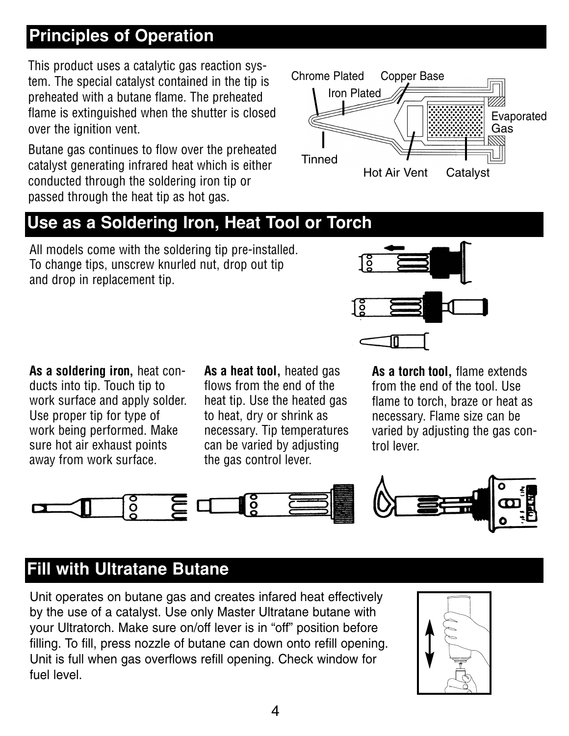## Principles of Operation

This product uses a catalytic gas reaction system. The special catalyst contained in the tip is preheated with a butane flame. The preheated flame is extinguished when the shutter is closed over the ignition vent.

Butane gas continues to flow over the preheated catalyst generating infrared heat which is either conducted through the soldering iron tip or passed through the heat tip as hot gas.

Chrome Plated  Copper Base  Iron Plated  Evaporated Gas  Tinned  Hot Air Vent  Catalyst

## Use as a Soldering Iron, Heat Tool or Torch

All models come with the soldering tip pre-installed. To change tips, unscrew knurled nut, drop out tip and drop in replacement tip.

**As a soldering iron,** heat conducts into tip. Touch tip to work surface and apply solder. Use proper tip for type of work being performed. Make sure hot air exhaust points away from work surface.

**As a heat tool,** heated gas flows from the end of the heat tip. Use the heated gas to heat, dry or shrink as necessary. Tip temperatures can be varied by adjusting the gas control lever.

**As a torch tool,** flame extends from the end of the tool. Use flame to torch, braze or heat as necessary. Flame size can be varied by adjusting the gas control lever.

## Fill with Ultratane Butane

Unit operates on butane gas and creates infared heat effectively by the use of a catalyst. Use only Master Ultratane butane with your Ultratorch. Make sure on/off lever is in "off" position before filling. To fill, press nozzle of butane can down onto refill opening. Unit is full when gas overflows refill opening. Check window for fuel level.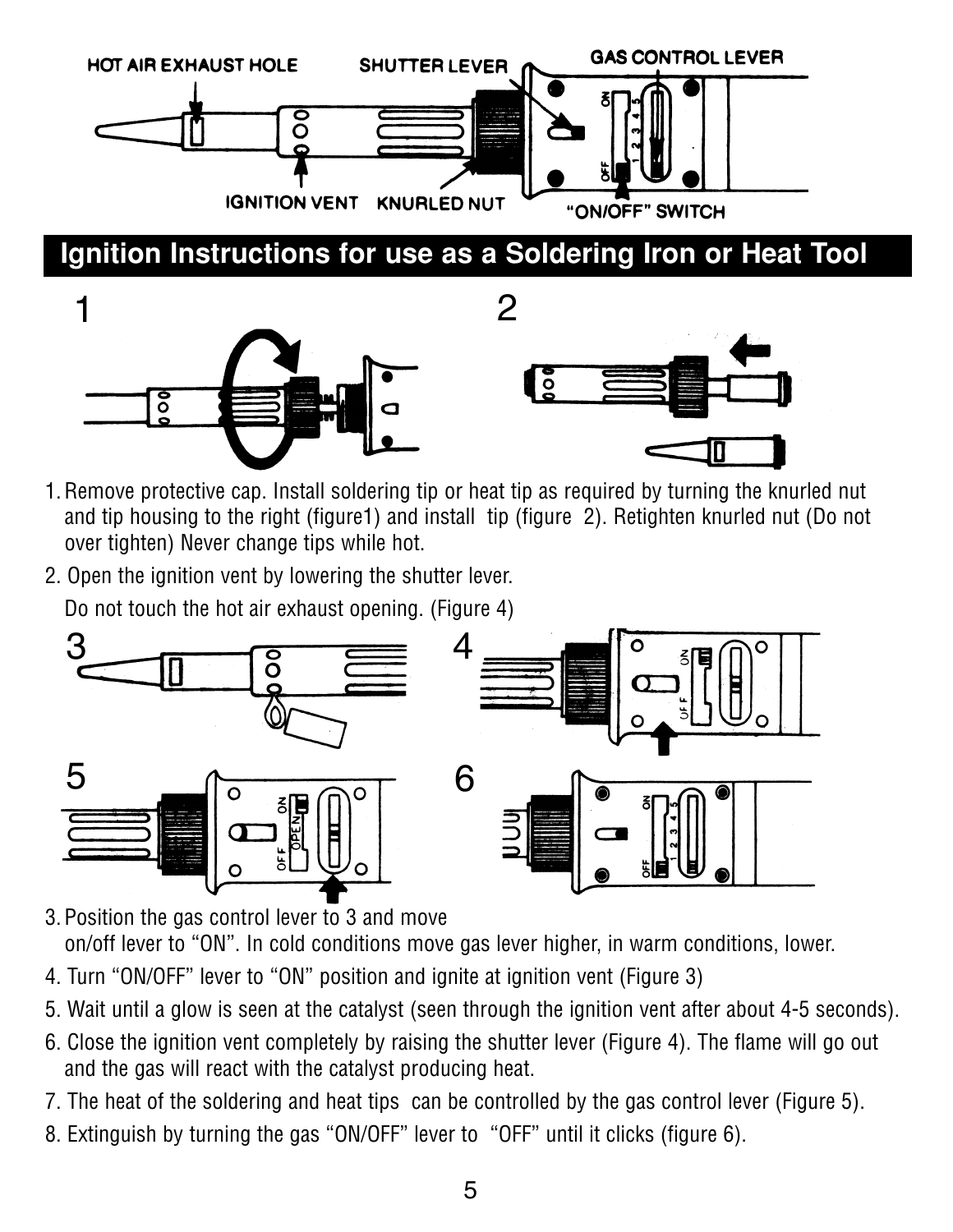## Ignition Instructions for use as a Soldering Iron or Heat Tool

1. Remove protective cap. Install soldering tip or heat tip as required by turning the knurled nut and tip housing to the right (figure1) and install tip (figure 2). Retighten knurled nut (Do not over tighten) Never change tips while hot.
2. Open the ignition vent by lowering the shutter lever.
   Do not touch the hot air exhaust opening. (Figure 4)
3. Position the gas control lever to 3 and move on/off lever to "ON". In cold conditions move gas lever higher, in warm conditions, lower.
4. Turn "ON/OFF" lever to "ON" position and ignite at ignition vent (Figure 3)
5. Wait until a glow is seen at the catalyst (seen through the ignition vent after about 4-5 seconds).
6. Close the ignition vent completely by raising the shutter lever (Figure 4). The flame will go out and the gas will react with the catalyst producing heat.
7. The heat of the soldering and heat tips can be controlled by the gas control lever (Figure 5).
8. Extinguish by turning the gas "ON/OFF" lever to "OFF" until it clicks (figure 6).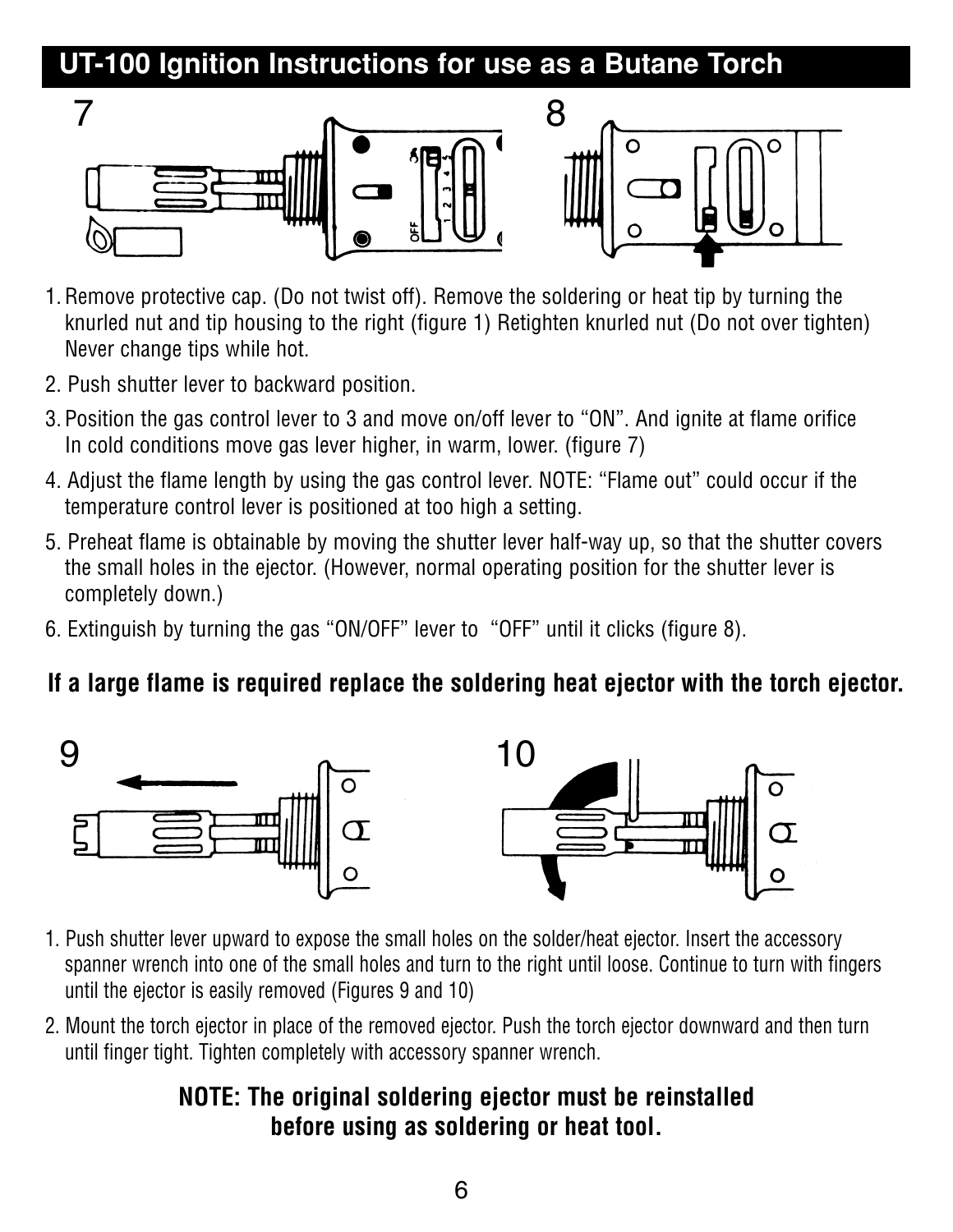## UT-100 Ignition Instructions for use as a Butane Torch

1. Remove protective cap. (Do not twist off). Remove the soldering or heat tip by turning the knurled nut and tip housing to the right (figure 1) Retighten knurled nut (Do not over tighten) Never change tips while hot.
2. Push shutter lever to backward position.
3. Position the gas control lever to 3 and move on/off lever to “ON”. And ignite at flame orifice In cold conditions move gas lever higher, in warm, lower. (figure 7)
4. Adjust the flame length by using the gas control lever. NOTE: “Flame out” could occur if the temperature control lever is positioned at too high a setting.
5. Preheat flame is obtainable by moving the shutter lever half-way up, so that the shutter covers the small holes in the ejector. (However, normal operating position for the shutter lever is completely down.)
6. Extinguish by turning the gas “ON/OFF” lever to “OFF” until it clicks (figure 8).

**If a large flame is required replace the soldering heat ejector with the torch ejector.**

1. Push shutter lever upward to expose the small holes on the solder/heat ejector. Insert the accessory spanner wrench into one of the small holes and turn to the right until loose. Continue to turn with fingers until the ejector is easily removed (Figures 9 and 10)
2. Mount the torch ejector in place of the removed ejector. Push the torch ejector downward and then turn until finger tight. Tighten completely with accessory spanner wrench.

**NOTE: The original soldering ejector must be reinstalled before using as soldering or heat tool.**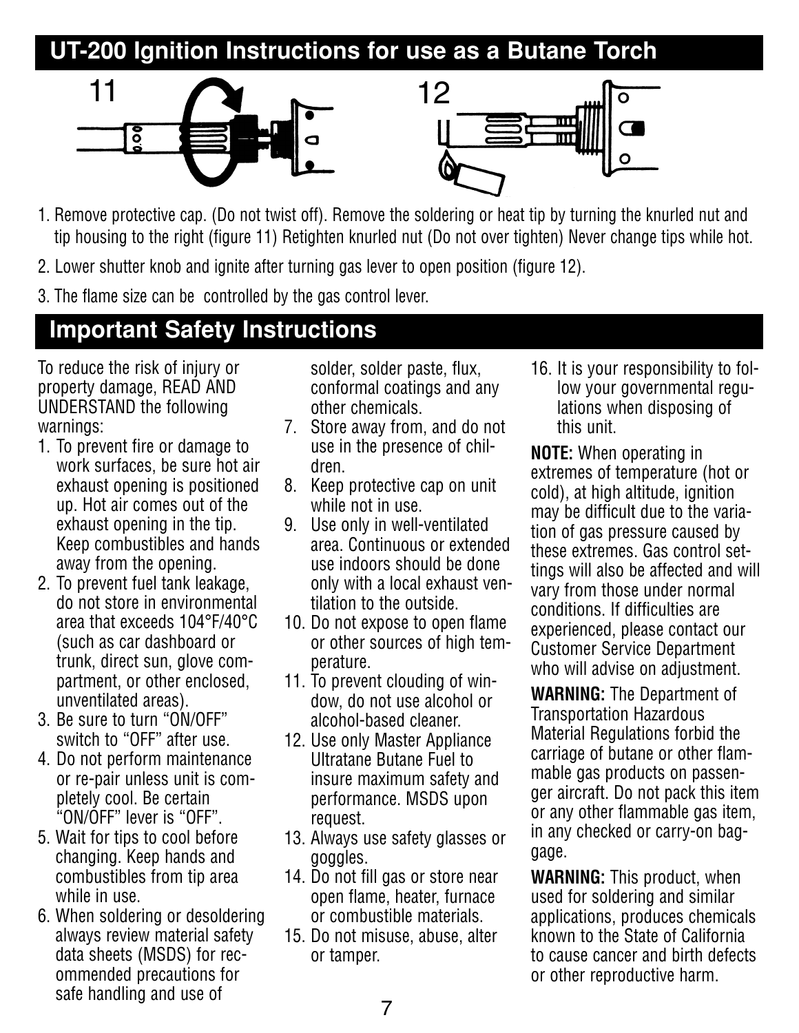## UT-200 Ignition Instructions for use as a Butane Torch

1. Remove protective cap. (Do not twist off). Remove the soldering or heat tip by turning the knurled nut and tip housing to the right (figure 11) Retighten knurled nut (Do not over tighten) Never change tips while hot.
2. Lower shutter knob and ignite after turning gas lever to open position (figure 12).
3. The flame size can be controlled by the gas control lever.

## Important Safety Instructions

To reduce the risk of injury or property damage, READ AND UNDERSTAND the following warnings:

1. To prevent fire or damage to work surfaces, be sure hot air exhaust opening is positioned up. Hot air comes out of the exhaust opening in the tip. Keep combustibles and hands away from the opening.
2. To prevent fuel tank leakage, do not store in environmental area that exceeds 104°F/40°C (such as car dashboard or trunk, direct sun, glove compartment, or other enclosed, unventilated areas).
3. Be sure to turn "ON/OFF" switch to "OFF" after use.
4. Do not perform maintenance or re-pair unless unit is completely cool. Be certain "ON/OFF" lever is "OFF".
5. Wait for tips to cool before changing. Keep hands and combustibles from tip area while in use.
6. When soldering or desoldering always review material safety data sheets (MSDS) for recommended precautions for safe handling and use of solder, solder paste, flux, conformal coatings and any other chemicals.
7. Store away from, and do not use in the presence of children.
8. Keep protective cap on unit while not in use.
9. Use only in well-ventilated area. Continuous or extended use indoors should be done only with a local exhaust ventilation to the outside.
10. Do not expose to open flame or other sources of high temperature.
11. To prevent clouding of window, do not use alcohol or alcohol-based cleaner.
12. Use only Master Appliance Ultratane Butane Fuel to insure maximum safety and performance. MSDS upon request.
13. Always use safety glasses or goggles.
14. Do not fill gas or store near open flame, heater, furnace or combustible materials.
15. Do not misuse, abuse, alter or tamper.
16. It is your responsibility to follow your governmental regulations when disposing of this unit.

**NOTE:** When operating in extremes of temperature (hot or cold), at high altitude, ignition may be difficult due to the variation of gas pressure caused by these extremes. Gas control settings will also be affected and will vary from those under normal conditions. If difficulties are experienced, please contact our Customer Service Department who will advise on adjustment.

**WARNING:** The Department of Transportation Hazardous Material Regulations forbid the carriage of butane or other flammable gas products on passenger aircraft. Do not pack this item or any other flammable gas item, in any checked or carry-on baggage.

**WARNING:** This product, when used for soldering and similar applications, produces chemicals known to the State of California to cause cancer and birth defects or other reproductive harm.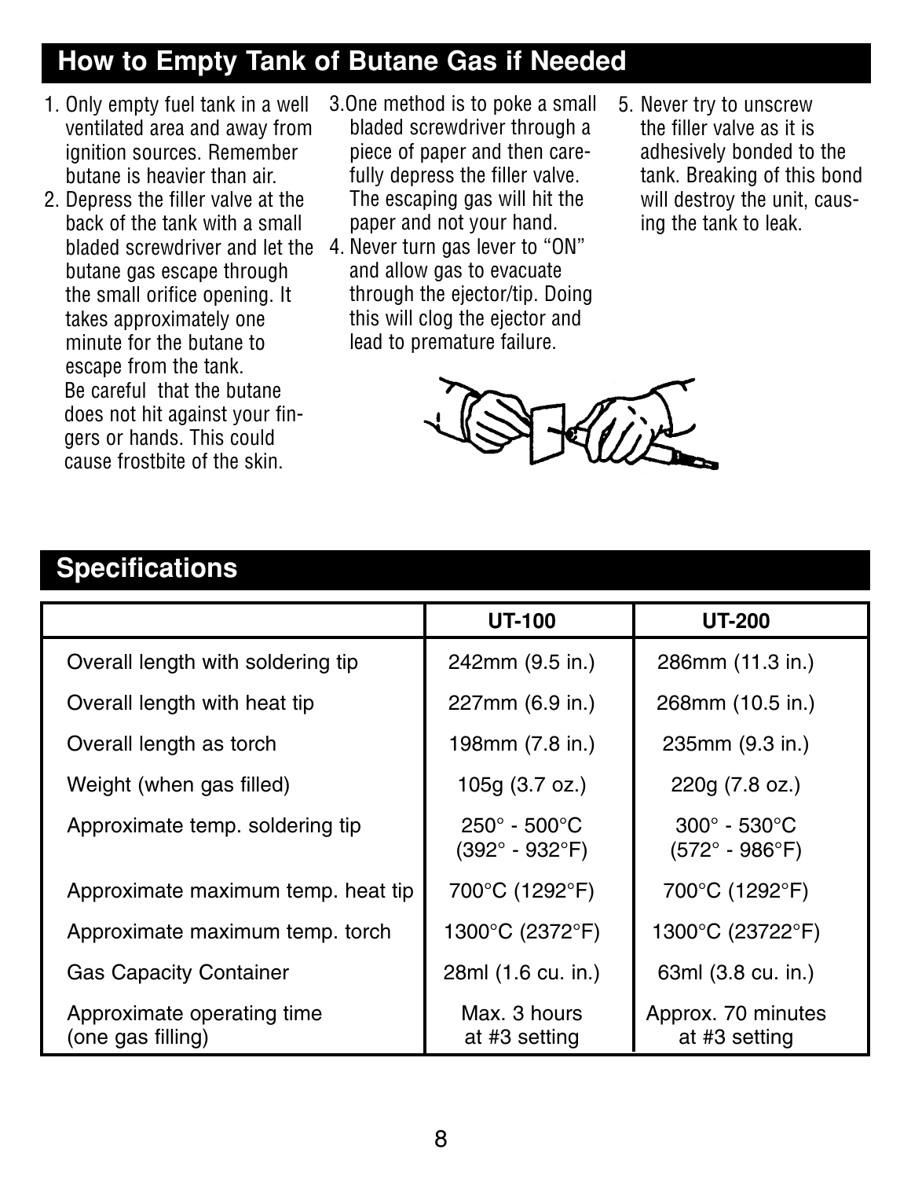## How to Empty Tank of Butane Gas if Needed

1. Only empty fuel tank in a well ventilated area and away from ignition sources. Remember butane is heavier than air.
2. Depress the filler valve at the back of the tank with a small bladed screwdriver and let the butane gas escape through the small orifice opening. It takes approximately one minute for the butane to escape from the tank. Be careful that the butane does not hit against your fingers or hands. This could cause frostbite of the skin.
3. One method is to poke a small bladed screwdriver through a piece of paper and then carefully depress the filler valve. The escaping gas will hit the paper and not your hand.
4. Never turn gas lever to "ON" and allow gas to evacuate through the ejector/tip. Doing this will clog the ejector and lead to premature failure.
5. Never try to unscrew the filler valve as it is adhesively bonded to the tank. Breaking of this bond will destroy the unit, causing the tank to leak.

## Specifications

| | UT-100 | UT-200 |
|---|---|---|
| Overall length with soldering tip | 242mm (9.5 in.) | 286mm (11.3 in.) |
| Overall length with heat tip | 227mm (6.9 in.) | 268mm (10.5 in.) |
| Overall length as torch | 198mm (7.8 in.) | 235mm (9.3 in.) |
| Weight (when gas filled) | 105g (3.7 oz.) | 220g (7.8 oz.) |
| Approximate temp. soldering tip | 250° - 500°C (392° - 932°F) | 300° - 530°C (572° - 986°F) |
| Approximate maximum temp. heat tip | 700°C (1292°F) | 700°C (1292°F) |
| Approximate maximum temp. torch | 1300°C (2372°F) | 1300°C (23722°F) |
| Gas Capacity Container | 28ml (1.6 cu. in.) | 63ml (3.8 cu. in.) |
| Approximate operating time (one gas filling) | Max. 3 hours at #3 setting | Approx. 70 minutes at #3 setting |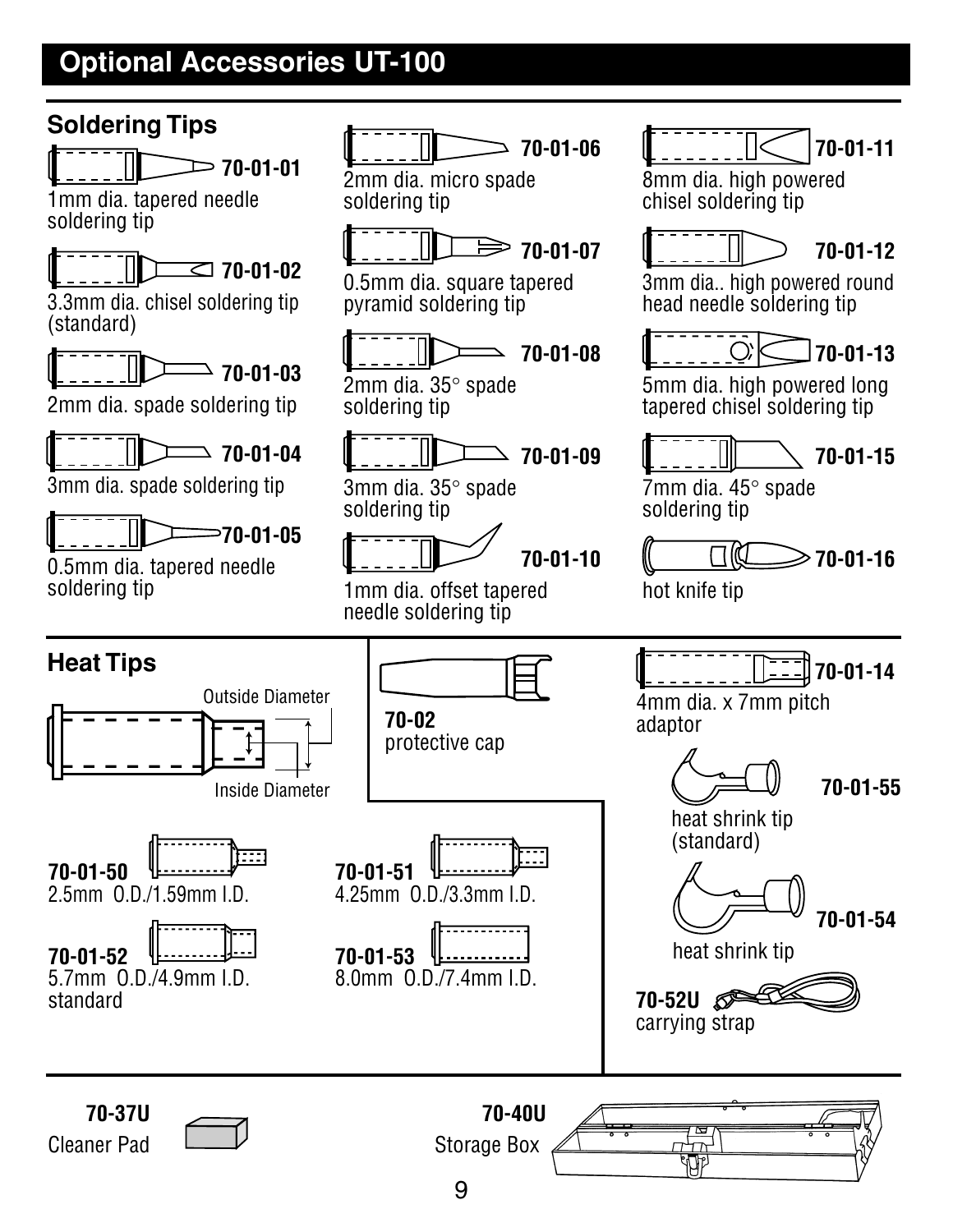# Optional Accessories UT-100

## Soldering Tips

**70-01-01**
1mm dia. tapered needle soldering tip

**70-01-02**
3.3mm dia. chisel soldering tip (standard)

**70-01-03**
2mm dia. spade soldering tip

**70-01-04**
3mm dia. spade soldering tip

**70-01-05**
0.5mm dia. tapered needle soldering tip

**70-01-06**
2mm dia. micro spade soldering tip

**70-01-07**
0.5mm dia. square tapered pyramid soldering tip

**70-01-08**
2mm dia. 35° spade soldering tip

**70-01-09**
3mm dia. 35° spade soldering tip

**70-01-10**
1mm dia. offset tapered needle soldering tip

**70-01-11**
8mm dia. high powered chisel soldering tip

**70-01-12**
3mm dia.. high powered round head needle soldering tip

**70-01-13**
5mm dia. high powered long tapered chisel soldering tip

**70-01-15**
7mm dia. 45° spade soldering tip

**70-01-16**
hot knife tip

## Heat Tips

Outside Diameter

Inside Diameter

**70-01-50**
2.5mm O.D./1.59mm I.D.

**70-01-51**
4.25mm O.D./3.3mm I.D.

**70-01-52**
5.7mm O.D./4.9mm I.D.
standard

**70-01-53**
8.0mm O.D./7.4mm I.D.

**70-02**
protective cap

**70-01-14**
4mm dia. x 7mm pitch adaptor

**70-01-55**
heat shrink tip (standard)

**70-01-54**
heat shrink tip

**70-52U**
carrying strap

**70-37U**
Cleaner Pad

**70-40U**
Storage Box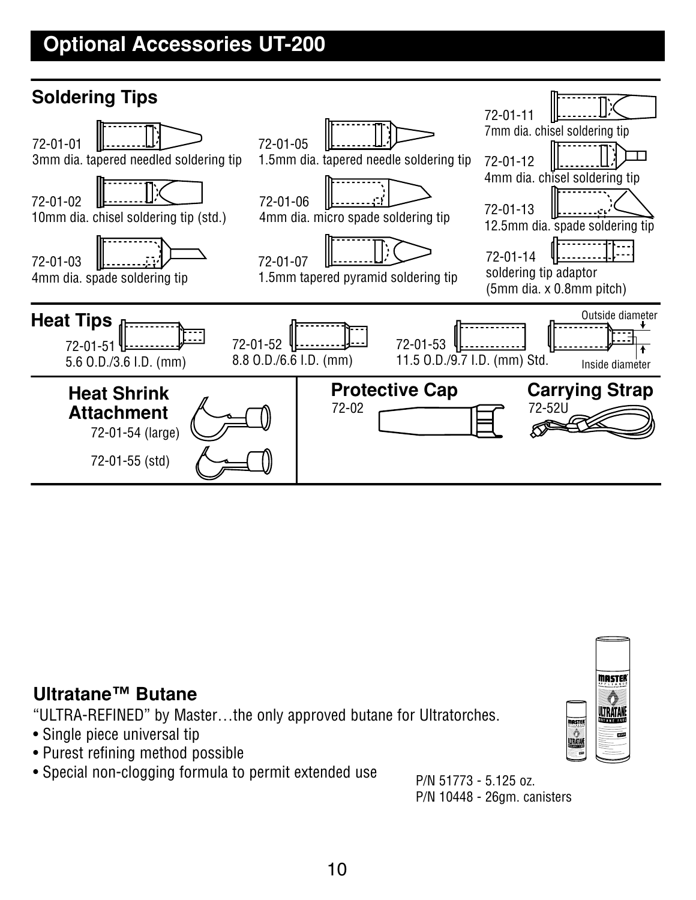# Optional Accessories UT-200

## Soldering Tips

72-01-01
3mm dia. tapered needled soldering tip

72-01-02
10mm dia. chisel soldering tip (std.)

72-01-03
4mm dia. spade soldering tip

72-01-05
1.5mm dia. tapered needle soldering tip

72-01-06
4mm dia. micro spade soldering tip

72-01-07
1.5mm tapered pyramid soldering tip

72-01-11
7mm dia. chisel soldering tip

72-01-12
4mm dia. chisel soldering tip

72-01-13
12.5mm dia. spade soldering tip

72-01-14
soldering tip adaptor
(5mm dia. x 0.8mm pitch)

## Heat Tips

72-01-51
5.6 O.D./3.6 I.D. (mm)

72-01-52
8.8 O.D./6.6 I.D. (mm)

72-01-53
11.5 O.D./9.7 I.D. (mm) Std.

Outside diameter

Inside diameter

## Heat Shrink Attachment

72-01-54 (large)

72-01-55 (std)

## Protective Cap

72-02

## Carrying Strap

72-52U

## Ultratane™ Butane

"ULTRA-REFINED" by Master…the only approved butane for Ultratorches.

- Single piece universal tip
- Purest refining method possible
- Special non-clogging formula to permit extended use

P/N 51773 - 5.125 oz.
P/N 10448 - 26gm. canisters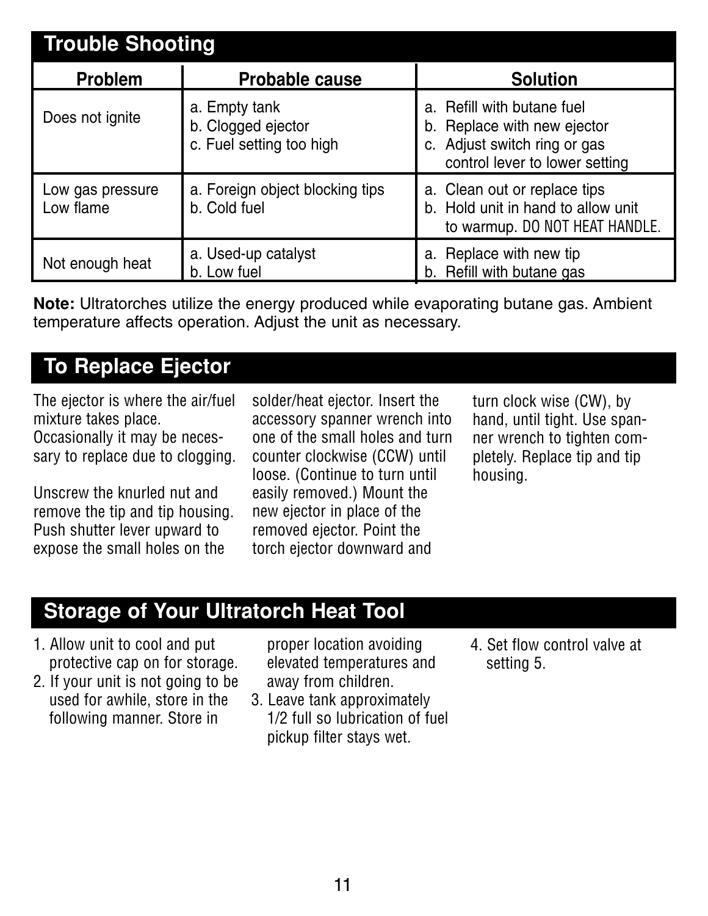## Trouble Shooting

| Problem | Probable cause | Solution |
|---|---|---|
| Does not ignite | a. Empty tank<br>b. Clogged ejector<br>c. Fuel setting too high | a. Refill with butane fuel<br>b. Replace with new ejector<br>c. Adjust switch ring or gas control lever to lower setting |
| Low gas pressure<br>Low flame | a. Foreign object blocking tips<br>b. Cold fuel | a. Clean out or replace tips<br>b. Hold unit in hand to allow unit to warmup. DO NOT HEAT HANDLE. |
| Not enough heat | a. Used-up catalyst<br>b. Low fuel | a. Replace with new tip<br>b. Refill with butane gas |

**Note:** Ultratorches utilize the energy produced while evaporating butane gas. Ambient temperature affects operation. Adjust the unit as necessary.

## To Replace Ejector

The ejector is where the air/fuel mixture takes place. Occasionally it may be necessary to replace due to clogging.

Unscrew the knurled nut and remove the tip and tip housing. Push shutter lever upward to expose the small holes on the solder/heat ejector. Insert the accessory spanner wrench into one of the small holes and turn counter clockwise (CCW) until loose. (Continue to turn until easily removed.) Mount the new ejector in place of the removed ejector. Point the torch ejector downward and turn clock wise (CW), by hand, until tight. Use spanner wrench to tighten completely. Replace tip and tip housing.

## Storage of Your Ultratorch Heat Tool

1. Allow unit to cool and put protective cap on for storage.
2. If your unit is not going to be used for awhile, store in the following manner. Store in proper location avoiding elevated temperatures and away from children.
3. Leave tank approximately 1/2 full so lubrication of fuel pickup filter stays wet.
4. Set flow control valve at setting 5.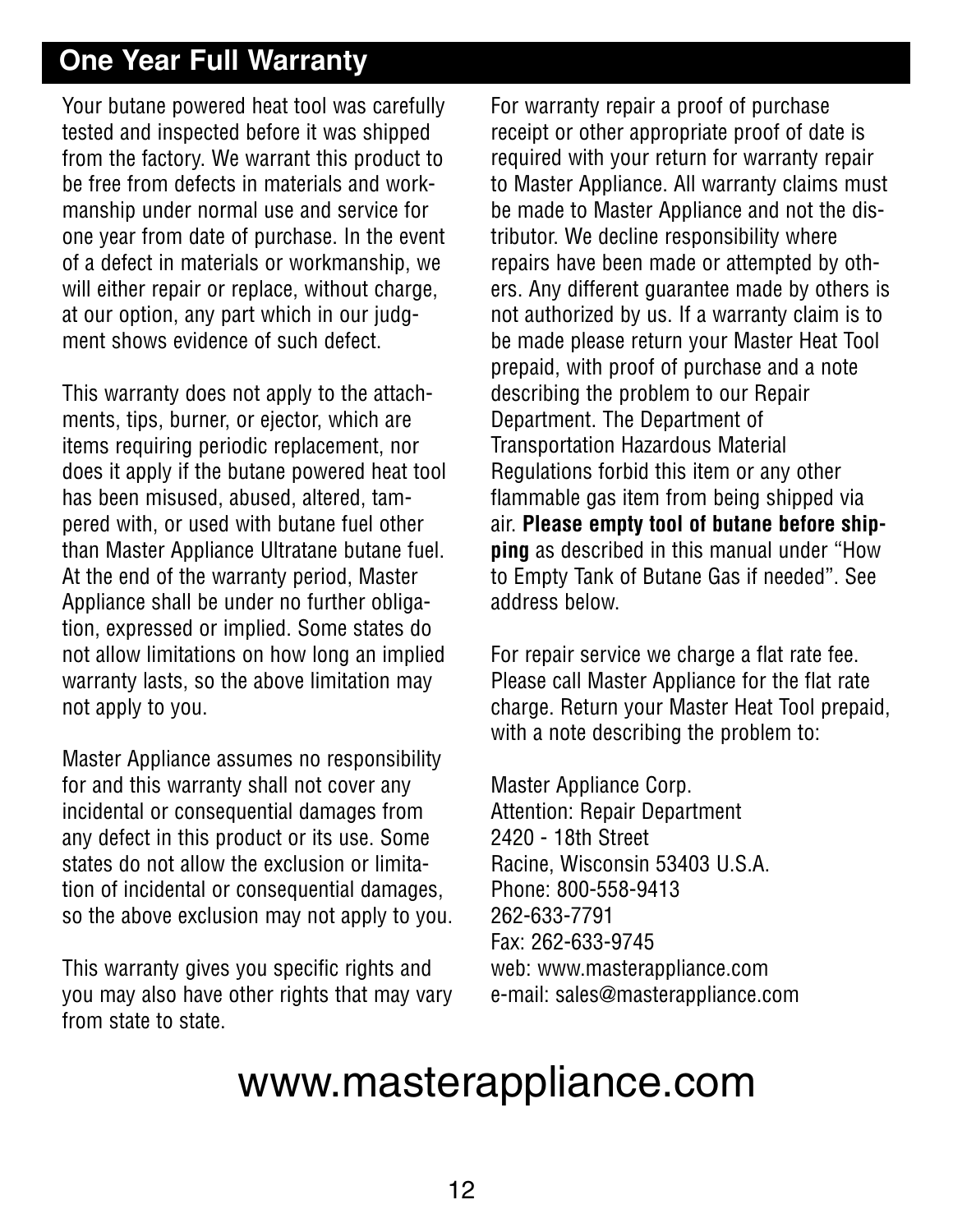## One Year Full Warranty

Your butane powered heat tool was carefully tested and inspected before it was shipped from the factory. We warrant this product to be free from defects in materials and workmanship under normal use and service for one year from date of purchase. In the event of a defect in materials or workmanship, we will either repair or replace, without charge, at our option, any part which in our judgment shows evidence of such defect.

This warranty does not apply to the attachments, tips, burner, or ejector, which are items requiring periodic replacement, nor does it apply if the butane powered heat tool has been misused, abused, altered, tampered with, or used with butane fuel other than Master Appliance Ultratane butane fuel. At the end of the warranty period, Master Appliance shall be under no further obligation, expressed or implied. Some states do not allow limitations on how long an implied warranty lasts, so the above limitation may not apply to you.

Master Appliance assumes no responsibility for and this warranty shall not cover any incidental or consequential damages from any defect in this product or its use. Some states do not allow the exclusion or limitation of incidental or consequential damages, so the above exclusion may not apply to you.

This warranty gives you specific rights and you may also have other rights that may vary from state to state.

For warranty repair a proof of purchase receipt or other appropriate proof of date is required with your return for warranty repair to Master Appliance. All warranty claims must be made to Master Appliance and not the distributor. We decline responsibility where repairs have been made or attempted by others. Any different guarantee made by others is not authorized by us. If a warranty claim is to be made please return your Master Heat Tool prepaid, with proof of purchase and a note describing the problem to our Repair Department. The Department of Transportation Hazardous Material Regulations forbid this item or any other flammable gas item from being shipped via air. **Please empty tool of butane before shipping** as described in this manual under "How to Empty Tank of Butane Gas if needed". See address below.

For repair service we charge a flat rate fee. Please call Master Appliance for the flat rate charge. Return your Master Heat Tool prepaid, with a note describing the problem to:

Master Appliance Corp.
Attention: Repair Department
2420 - 18th Street
Racine, Wisconsin 53403 U.S.A.
Phone: 800-558-9413
262-633-7791
Fax: 262-633-9745
web: www.masterappliance.com
e-mail: sales@masterappliance.com

www.masterappliance.com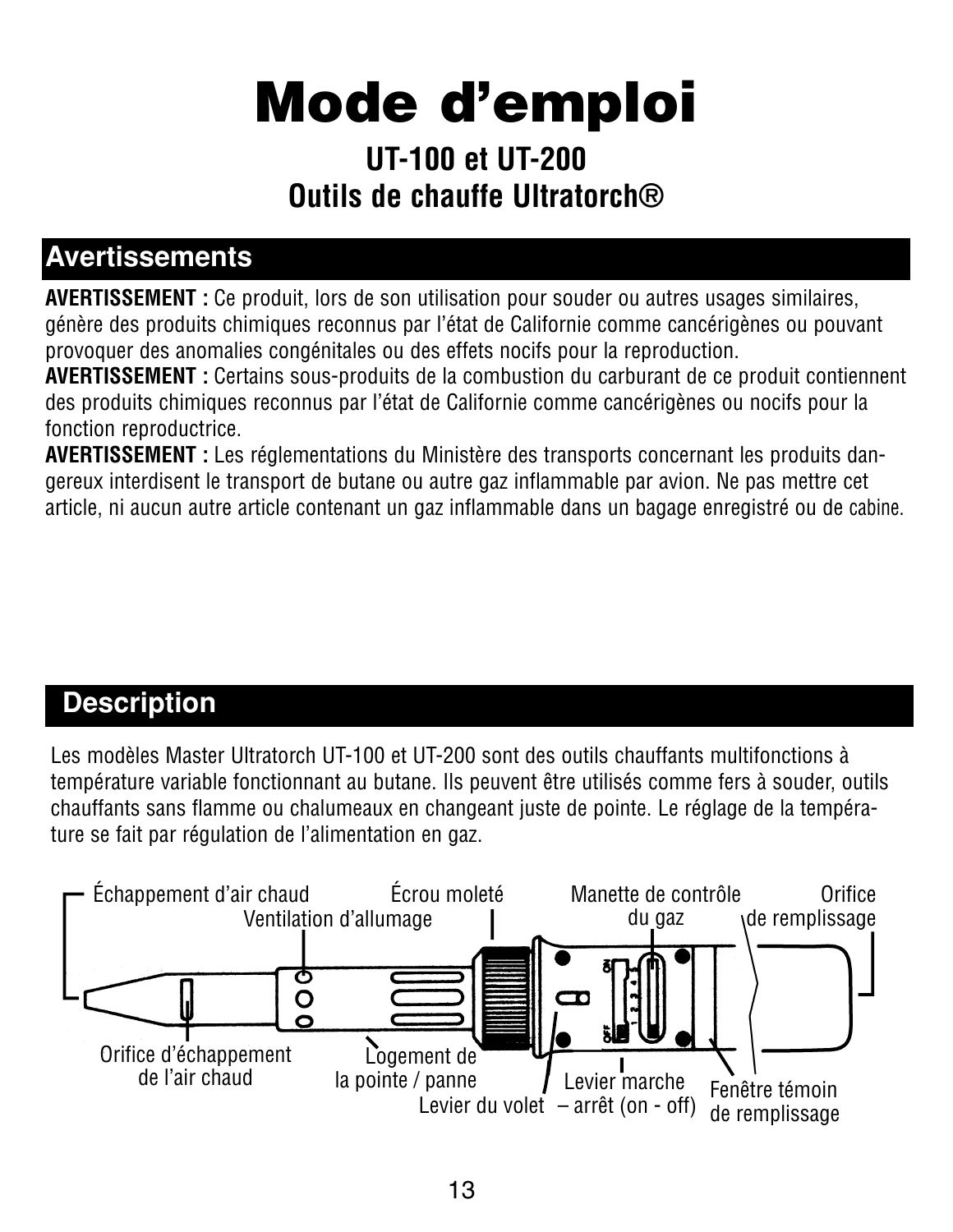# Mode d'emploi

## UT-100 et UT-200
## Outils de chauffe Ultratorch®

## Avertissements

**AVERTISSEMENT :** Ce produit, lors de son utilisation pour souder ou autres usages similaires, génère des produits chimiques reconnus par l'état de Californie comme cancérigènes ou pouvant provoquer des anomalies congénitales ou des effets nocifs pour la reproduction.
**AVERTISSEMENT :** Certains sous-produits de la combustion du carburant de ce produit contiennent des produits chimiques reconnus par l'état de Californie comme cancérigènes ou nocifs pour la fonction reproductrice.
**AVERTISSEMENT :** Les réglementations du Ministère des transports concernant les produits dangereux interdisent le transport de butane ou autre gaz inflammable par avion. Ne pas mettre cet article, ni aucun autre article contenant un gaz inflammable dans un bagage enregistré ou de cabine.

## Description

Les modèles Master Ultratorch UT-100 et UT-200 sont des outils chauffants multifonctions à température variable fonctionnant au butane. Ils peuvent être utilisés comme fers à souder, outils chauffants sans flamme ou chalumeaux en changeant juste de pointe. Le réglage de la température se fait par régulation de l'alimentation en gaz.

Échappement d'air chaud
Ventilation d'allumage
Écrou moleté
Manette de contrôle du gaz
Orifice de remplissage
Orifice d'échappement de l'air chaud
Logement de la pointe / panne
Levier du volet
Levier marche – arrêt (on - off)
Fenêtre témoin de remplissage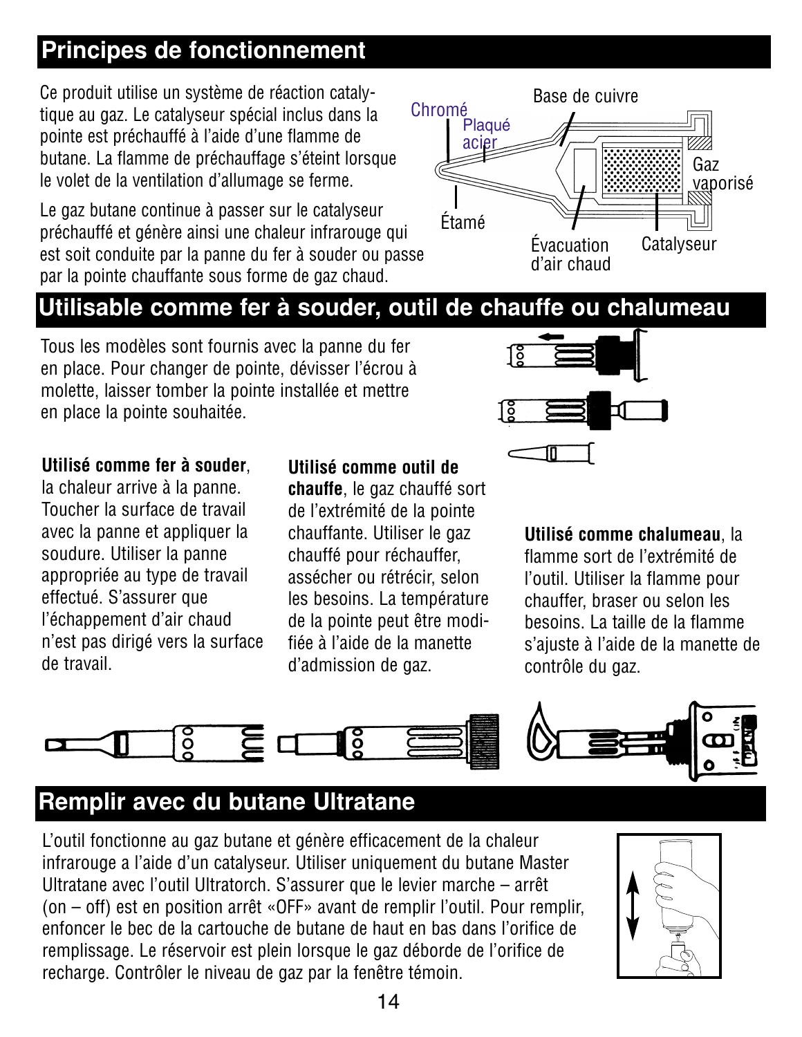## Principes de fonctionnement

Ce produit utilise un système de réaction catalytique au gaz. Le catalyseur spécial inclus dans la pointe est préchauffé à l'aide d'une flamme de butane. La flamme de préchauffage s'éteint lorsque le volet de la ventilation d'allumage se ferme.

Le gaz butane continue à passer sur le catalyseur préchauffé et génère ainsi une chaleur infrarouge qui est soit conduite par la panne du fer à souder ou passe par la pointe chauffante sous forme de gaz chaud.

Chromé
Plaqué acier
Étamé
Base de cuivre
Gaz vaporisé
Évacuation d'air chaud
Catalyseur

## Utilisable comme fer à souder, outil de chauffe ou chalumeau

Tous les modèles sont fournis avec la panne du fer en place. Pour changer de pointe, dévisser l'écrou à molette, laisser tomber la pointe installée et mettre en place la pointe souhaitée.

**Utilisé comme fer à souder**, la chaleur arrive à la panne. Toucher la surface de travail avec la panne et appliquer la soudure. Utiliser la panne appropriée au type de travail effectué. S'assurer que l'échappement d'air chaud n'est pas dirigé vers la surface de travail.

**Utilisé comme outil de chauffe**, le gaz chauffé sort de l'extrémité de la pointe chauffante. Utiliser le gaz chauffé pour réchauffer, assécher ou rétrécir, selon les besoins. La température de la pointe peut être modifiée à l'aide de la manette d'admission de gaz.

**Utilisé comme chalumeau**, la flamme sort de l'extrémité de l'outil. Utiliser la flamme pour chauffer, braser ou selon les besoins. La taille de la flamme s'ajuste à l'aide de la manette de contrôle du gaz.

## Remplir avec du butane Ultratane

L'outil fonctionne au gaz butane et génère efficacement de la chaleur infrarouge a l'aide d'un catalyseur. Utiliser uniquement du butane Master Ultratane avec l'outil Ultratorch. S'assurer que le levier marche – arrêt (on – off) est en position arrêt «OFF» avant de remplir l'outil. Pour remplir, enfoncer le bec de la cartouche de butane de haut en bas dans l'orifice de remplissage. Le réservoir est plein lorsque le gaz déborde de l'orifice de recharge. Contrôler le niveau de gaz par la fenêtre témoin.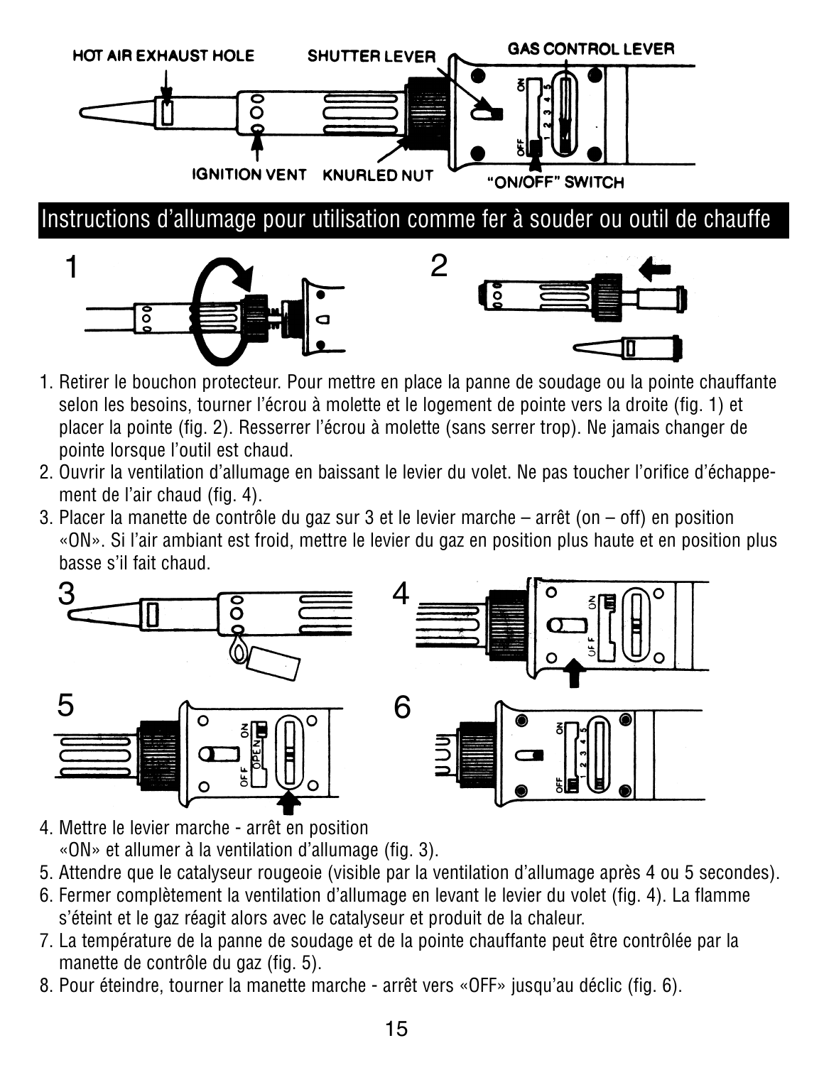HOT AIR EXHAUST HOLE — SHUTTER LEVER — GAS CONTROL LEVER — IGNITION VENT — KNURLED NUT — "ON/OFF" SWITCH

## Instructions d'allumage pour utilisation comme fer à souder ou outil de chauffe

1. Retirer le bouchon protecteur. Pour mettre en place la panne de soudage ou la pointe chauffante selon les besoins, tourner l'écrou à molette et le logement de pointe vers la droite (fig. 1) et placer la pointe (fig. 2). Resserrer l'écrou à molette (sans serrer trop). Ne jamais changer de pointe lorsque l'outil est chaud.
2. Ouvrir la ventilation d'allumage en baissant le levier du volet. Ne pas toucher l'orifice d'échappement de l'air chaud (fig. 4).
3. Placer la manette de contrôle du gaz sur 3 et le levier marche – arrêt (on – off) en position «ON». Si l'air ambiant est froid, mettre le levier du gaz en position plus haute et en position plus basse s'il fait chaud.
4. Mettre le levier marche - arrêt en position «ON» et allumer à la ventilation d'allumage (fig. 3).
5. Attendre que le catalyseur rougeoie (visible par la ventilation d'allumage après 4 ou 5 secondes).
6. Fermer complètement la ventilation d'allumage en levant le levier du volet (fig. 4). La flamme s'éteint et le gaz réagit alors avec le catalyseur et produit de la chaleur.
7. La température de la panne de soudage et de la pointe chauffante peut être contrôlée par la manette de contrôle du gaz (fig. 5).
8. Pour éteindre, tourner la manette marche - arrêt vers «OFF» jusqu'au déclic (fig. 6).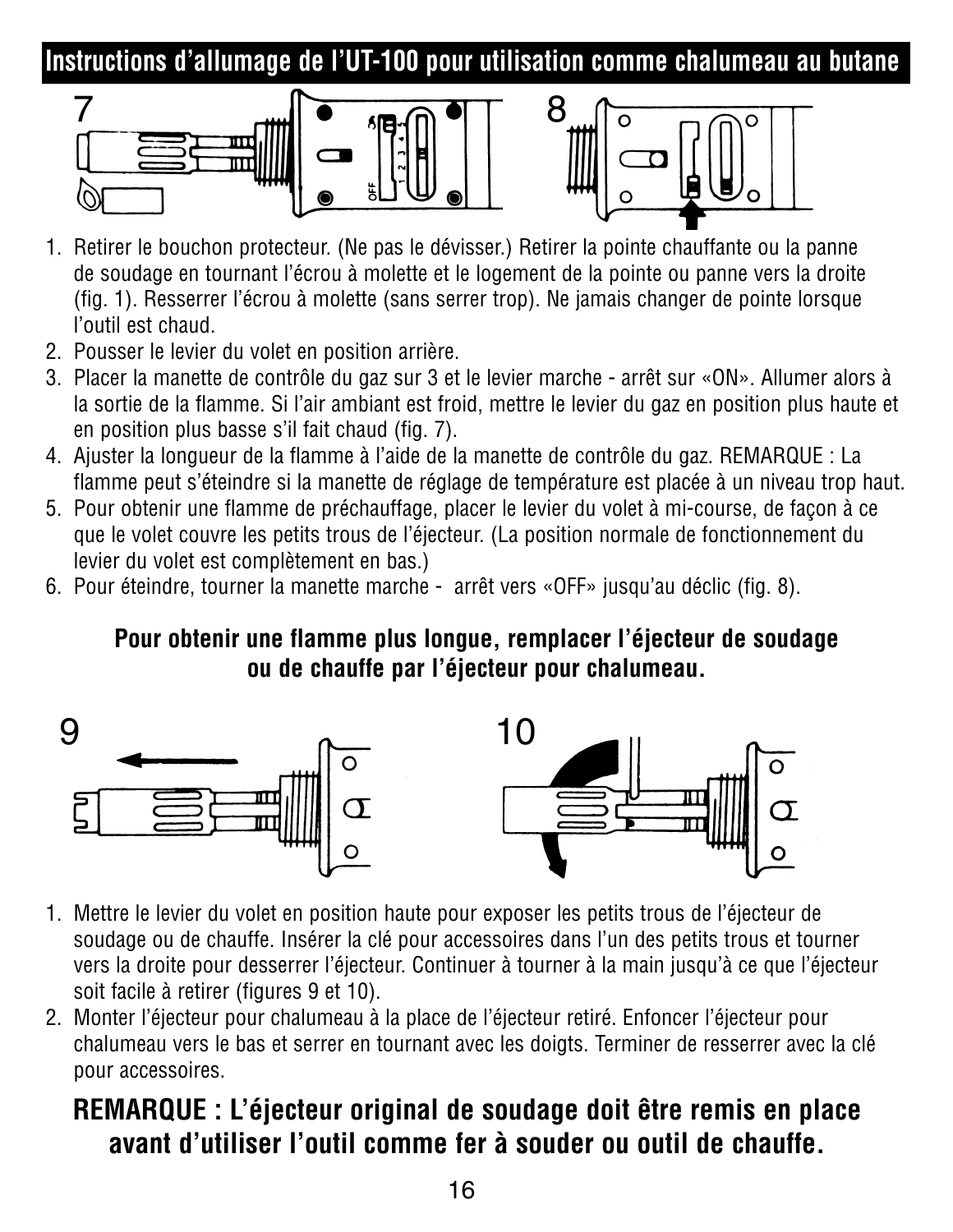## Instructions d'allumage de l'UT-100 pour utilisation comme chalumeau au butane

1. Retirer le bouchon protecteur. (Ne pas le dévisser.) Retirer la pointe chauffante ou la panne de soudage en tournant l'écrou à molette et le logement de la pointe ou panne vers la droite (fig. 1). Resserrer l'écrou à molette (sans serrer trop). Ne jamais changer de pointe lorsque l'outil est chaud.
2. Pousser le levier du volet en position arrière.
3. Placer la manette de contrôle du gaz sur 3 et le levier marche - arrêt sur «ON». Allumer alors à la sortie de la flamme. Si l'air ambiant est froid, mettre le levier du gaz en position plus haute et en position plus basse s'il fait chaud (fig. 7).
4. Ajuster la longueur de la flamme à l'aide de la manette de contrôle du gaz. REMARQUE : La flamme peut s'éteindre si la manette de réglage de température est placée à un niveau trop haut.
5. Pour obtenir une flamme de préchauffage, placer le levier du volet à mi-course, de façon à ce que le volet couvre les petits trous de l'éjecteur. (La position normale de fonctionnement du levier du volet est complètement en bas.)
6. Pour éteindre, tourner la manette marche - arrêt vers «OFF» jusqu'au déclic (fig. 8).

**Pour obtenir une flamme plus longue, remplacer l'éjecteur de soudage ou de chauffe par l'éjecteur pour chalumeau.**

1. Mettre le levier du volet en position haute pour exposer les petits trous de l'éjecteur de soudage ou de chauffe. Insérer la clé pour accessoires dans l'un des petits trous et tourner vers la droite pour desserrer l'éjecteur. Continuer à tourner à la main jusqu'à ce que l'éjecteur soit facile à retirer (figures 9 et 10).
2. Monter l'éjecteur pour chalumeau à la place de l'éjecteur retiré. Enfoncer l'éjecteur pour chalumeau vers le bas et serrer en tournant avec les doigts. Terminer de resserrer avec la clé pour accessoires.

**REMARQUE : L'éjecteur original de soudage doit être remis en place avant d'utiliser l'outil comme fer à souder ou outil de chauffe.**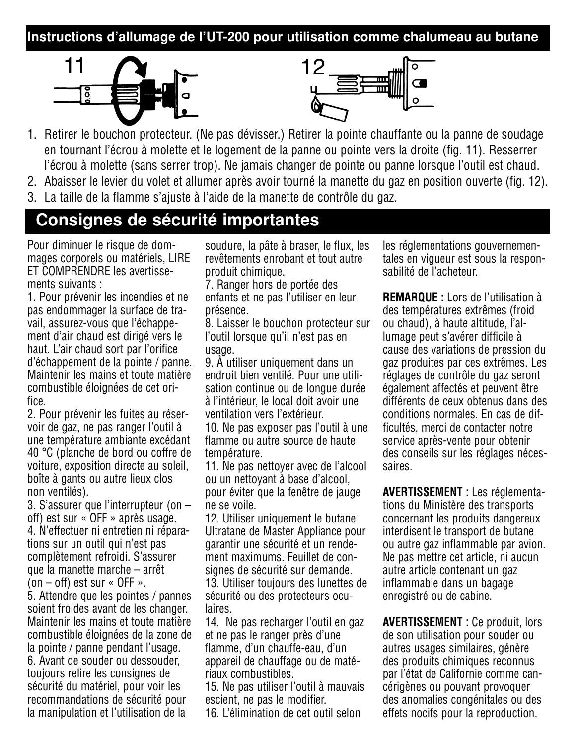## Instructions d'allumage de l'UT-200 pour utilisation comme chalumeau au butane

11

12

1. Retirer le bouchon protecteur. (Ne pas dévisser.) Retirer la pointe chauffante ou la panne de soudage en tournant l'écrou à molette et le logement de la panne ou pointe vers la droite (fig. 11). Resserrer l'écrou à molette (sans serrer trop). Ne jamais changer de pointe ou panne lorsque l'outil est chaud.
2. Abaisser le levier du volet et allumer après avoir tourné la manette du gaz en position ouverte (fig. 12).
3. La taille de la flamme s'ajuste à l'aide de la manette de contrôle du gaz.

## Consignes de sécurité importantes

Pour diminuer le risque de dommages corporels ou matériels, LIRE ET COMPRENDRE les avertissements suivants :

1. Pour prévenir les incendies et ne pas endommager la surface de travail, assurez-vous que l'échappement d'air chaud est dirigé vers le haut. L'air chaud sort par l'orifice d'échappement de la pointe / panne. Maintenir les mains et toute matière combustible éloignées de cet orifice.
2. Pour prévenir les fuites au réservoir de gaz, ne pas ranger l'outil à une température ambiante excédant 40 °C (planche de bord ou coffre de voiture, exposition directe au soleil, boîte à gants ou autre lieux clos non ventilés).
3. S'assurer que l'interrupteur (on – off) est sur « OFF » après usage.
4. N'effectuer ni entretien ni réparations sur un outil qui n'est pas complètement refroidi. S'assurer que la manette marche – arrêt (on – off) est sur « OFF ».
5. Attendre que les pointes / pannes soient froides avant de les changer. Maintenir les mains et toute matière combustible éloignées de la zone de la pointe / panne pendant l'usage.
6. Avant de souder ou dessouder, toujours relire les consignes de sécurité du matériel, pour voir les recommandations de sécurité pour la manipulation et l'utilisation de la soudure, la pâte à braser, le flux, les revêtements enrobant et tout autre produit chimique.
7. Ranger hors de portée des enfants et ne pas l'utiliser en leur présence.
8. Laisser le bouchon protecteur sur l'outil lorsque qu'il n'est pas en usage.
9. À utiliser uniquement dans un endroit bien ventilé. Pour une utilisation continue ou de longue durée à l'intérieur, le local doit avoir une ventilation vers l'extérieur.
10. Ne pas exposer pas l'outil à une flamme ou autre source de haute température.
11. Ne pas nettoyer avec de l'alcool ou un nettoyant à base d'alcool, pour éviter que la fenêtre de jauge ne se voile.
12. Utiliser uniquement le butane Ultratane de Master Appliance pour garantir une sécurité et un rendement maximums. Feuillet de consignes de sécurité sur demande.
13. Utiliser toujours des lunettes de sécurité ou des protecteurs oculaires.
14. Ne pas recharger l'outil en gaz et ne pas le ranger près d'une flamme, d'un chauffe-eau, d'un appareil de chauffage ou de matériaux combustibles.
15. Ne pas utiliser l'outil à mauvais escient, ne pas le modifier.
16. L'élimination de cet outil selon les réglementations gouvernementales en vigueur est sous la responsabilité de l'acheteur.

**REMARQUE :** Lors de l'utilisation à des températures extrêmes (froid ou chaud), à haute altitude, l'allumage peut s'avérer difficile à cause des variations de pression du gaz produites par ces extrêmes. Les réglages de contrôle du gaz seront également affectés et peuvent être différents de ceux obtenus dans des conditions normales. En cas de difficultés, merci de contacter notre service après-vente pour obtenir des conseils sur les réglages nécessaires.

**AVERTISSEMENT :** Les réglementations du Ministère des transports concernant les produits dangereux interdisent le transport de butane ou autre gaz inflammable par avion. Ne pas mettre cet article, ni aucun autre article contenant un gaz inflammable dans un bagage enregistré ou de cabine.

**AVERTISSEMENT :** Ce produit, lors de son utilisation pour souder ou autres usages similaires, génère des produits chimiques reconnus par l'état de Californie comme cancérigènes ou pouvant provoquer des anomalies congénitales ou des effets nocifs pour la reproduction.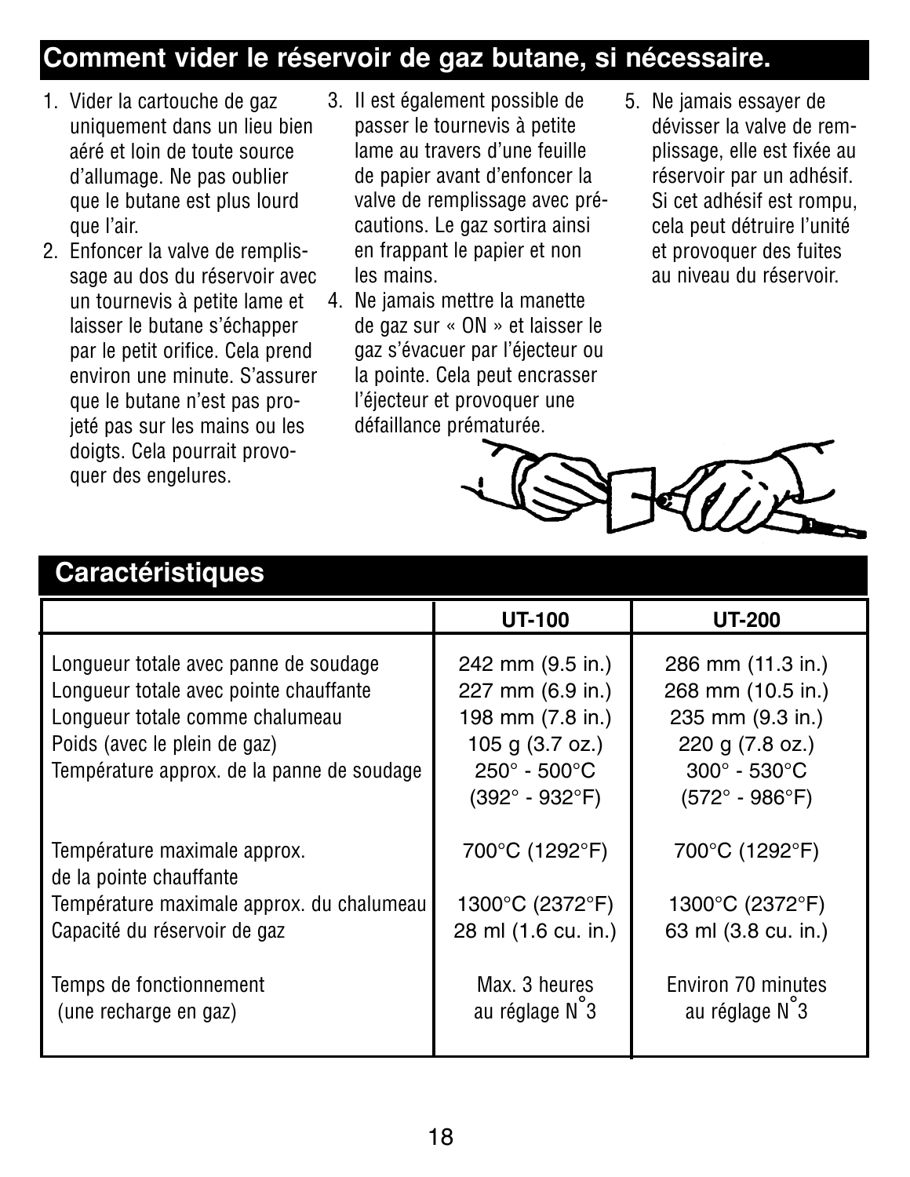## Comment vider le réservoir de gaz butane, si nécessaire.

1. Vider la cartouche de gaz uniquement dans un lieu bien aéré et loin de toute source d'allumage. Ne pas oublier que le butane est plus lourd que l'air.
2. Enfoncer la valve de remplissage au dos du réservoir avec un tournevis à petite lame et laisser le butane s'échapper par le petit orifice. Cela prend environ une minute. S'assurer que le butane n'est pas projeté pas sur les mains ou les doigts. Cela pourrait provoquer des engelures.
3. Il est également possible de passer le tournevis à petite lame au travers d'une feuille de papier avant d'enfoncer la valve de remplissage avec précautions. Le gaz sortira ainsi en frappant le papier et non les mains.
4. Ne jamais mettre la manette de gaz sur « ON » et laisser le gaz s'évacuer par l'éjecteur ou la pointe. Cela peut encrasser l'éjecteur et provoquer une défaillance prématurée.
5. Ne jamais essayer de dévisser la valve de remplissage, elle est fixée au réservoir par un adhésif. Si cet adhésif est rompu, cela peut détruire l'unité et provoquer des fuites au niveau du réservoir.

## Caractéristiques

| | UT-100 | UT-200 |
|---|---|---|
| Longueur totale avec panne de soudage | 242 mm (9.5 in.) | 286 mm (11.3 in.) |
| Longueur totale avec pointe chauffante | 227 mm (6.9 in.) | 268 mm (10.5 in.) |
| Longueur totale comme chalumeau | 198 mm (7.8 in.) | 235 mm (9.3 in.) |
| Poids (avec le plein de gaz) | 105 g (3.7 oz.) | 220 g (7.8 oz.) |
| Température approx. de la panne de soudage | 250° - 500°C (392° - 932°F) | 300° - 530°C (572° - 986°F) |
| Température maximale approx. de la pointe chauffante | 700°C (1292°F) | 700°C (1292°F) |
| Température maximale approx. du chalumeau | 1300°C (2372°F) | 1300°C (2372°F) |
| Capacité du réservoir de gaz | 28 ml (1.6 cu. in.) | 63 ml (3.8 cu. in.) |
| Temps de fonctionnement (une recharge en gaz) | Max. 3 heures au réglage N°3 | Environ 70 minutes au réglage N°3 |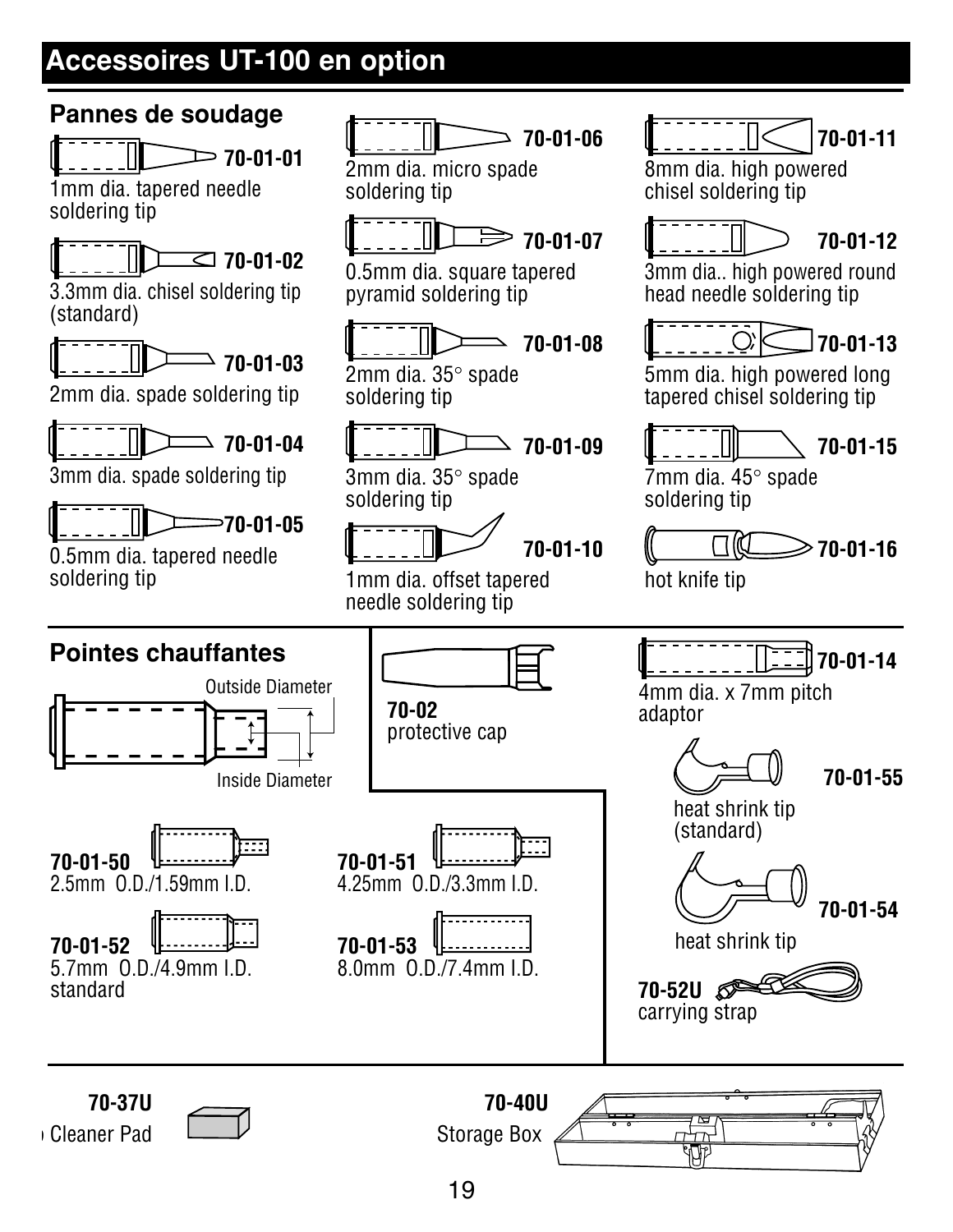# Accessoires UT-100 en option

## Pannes de soudage

**70-01-01**
1mm dia. tapered needle soldering tip

**70-01-02**
3.3mm dia. chisel soldering tip (standard)

**70-01-03**
2mm dia. spade soldering tip

**70-01-04**
3mm dia. spade soldering tip

**70-01-05**
0.5mm dia. tapered needle soldering tip

**70-01-06**
2mm dia. micro spade soldering tip

**70-01-07**
0.5mm dia. square tapered pyramid soldering tip

**70-01-08**
2mm dia. 35° spade soldering tip

**70-01-09**
3mm dia. 35° spade soldering tip

**70-01-10**
1mm dia. offset tapered needle soldering tip

**70-01-11**
8mm dia. high powered chisel soldering tip

**70-01-12**
3mm dia.. high powered round head needle soldering tip

**70-01-13**
5mm dia. high powered long tapered chisel soldering tip

**70-01-15**
7mm dia. 45° spade soldering tip

**70-01-16**
hot knife tip

## Pointes chauffantes

Outside Diameter

Inside Diameter

**70-01-50**
2.5mm O.D./1.59mm I.D.

**70-01-51**
4.25mm O.D./3.3mm I.D.

**70-01-52**
5.7mm O.D./4.9mm I.D.
standard

**70-01-53**
8.0mm O.D./7.4mm I.D.

**70-02**
protective cap

**70-01-14**
4mm dia. x 7mm pitch adaptor

**70-01-55**
heat shrink tip (standard)

**70-01-54**
heat shrink tip

**70-52U**
carrying strap

**70-37U**
Cleaner Pad

**70-40U**
Storage Box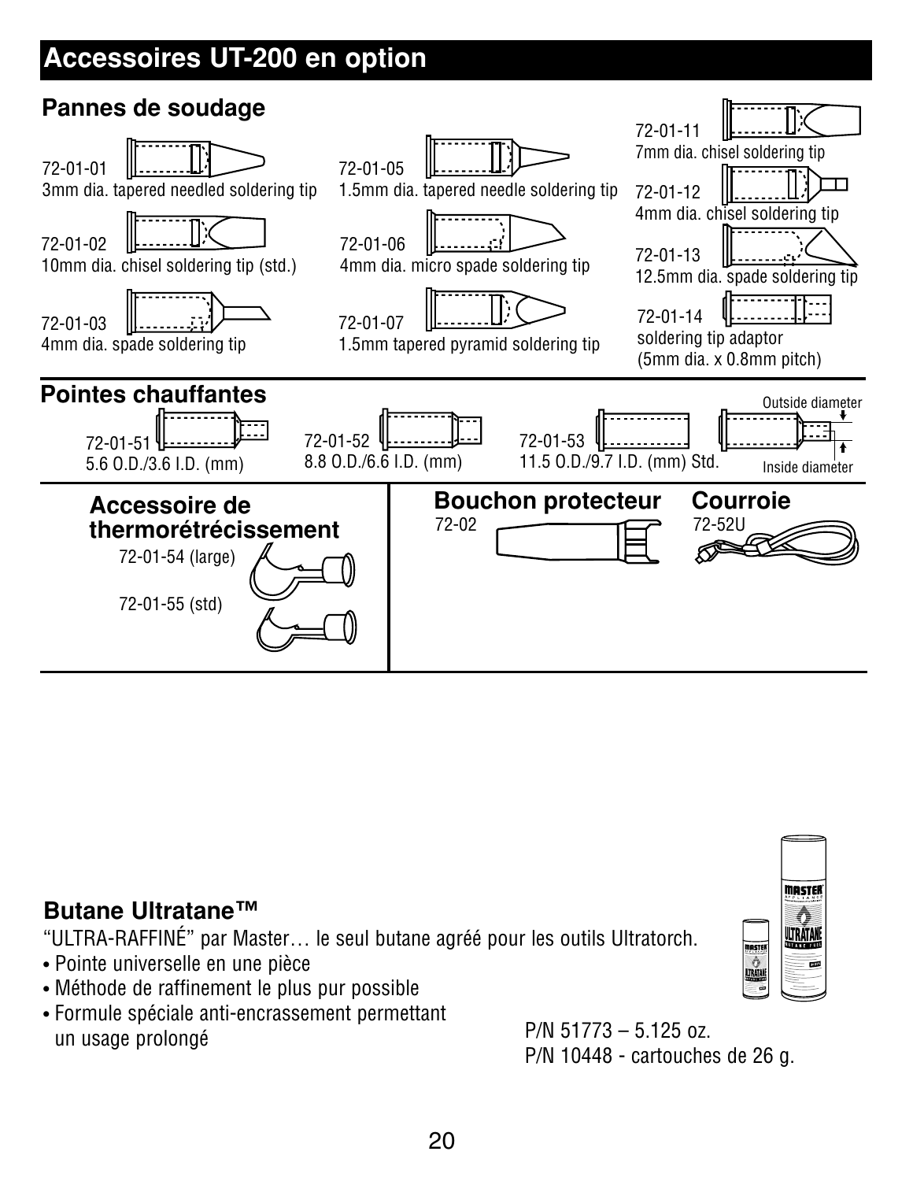## Accessoires UT-200 en option

### Pannes de soudage

72-01-01
3mm dia. tapered needled soldering tip

72-01-05
1.5mm dia. tapered needle soldering tip

72-01-11
7mm dia. chisel soldering tip

72-01-12
4mm dia. chisel soldering tip

72-01-02
10mm dia. chisel soldering tip (std.)

72-01-06
4mm dia. micro spade soldering tip

72-01-13
12.5mm dia. spade soldering tip

72-01-03
4mm dia. spade soldering tip

72-01-07
1.5mm tapered pyramid soldering tip

72-01-14
soldering tip adaptor
(5mm dia. x 0.8mm pitch)

### Pointes chauffantes

72-01-51
5.6 O.D./3.6 I.D. (mm)

72-01-52
8.8 O.D./6.6 I.D. (mm)

72-01-53
11.5 O.D./9.7 I.D. (mm) Std.

Outside diameter

Inside diameter

### Accessoire de thermorétrécissement

72-01-54 (large)

72-01-55 (std)

### Bouchon protecteur

72-02

### Courroie

72-52U

### Butane Ultratane™

"ULTRA-RAFFINÉ" par Master… le seul butane agréé pour les outils Ultratorch.

- Pointe universelle en une pièce
- Méthode de raffinement le plus pur possible
- Formule spéciale anti-encrassement permettant un usage prolongé

P/N 51773 – 5.125 oz.
P/N 10448 - cartouches de 26 g.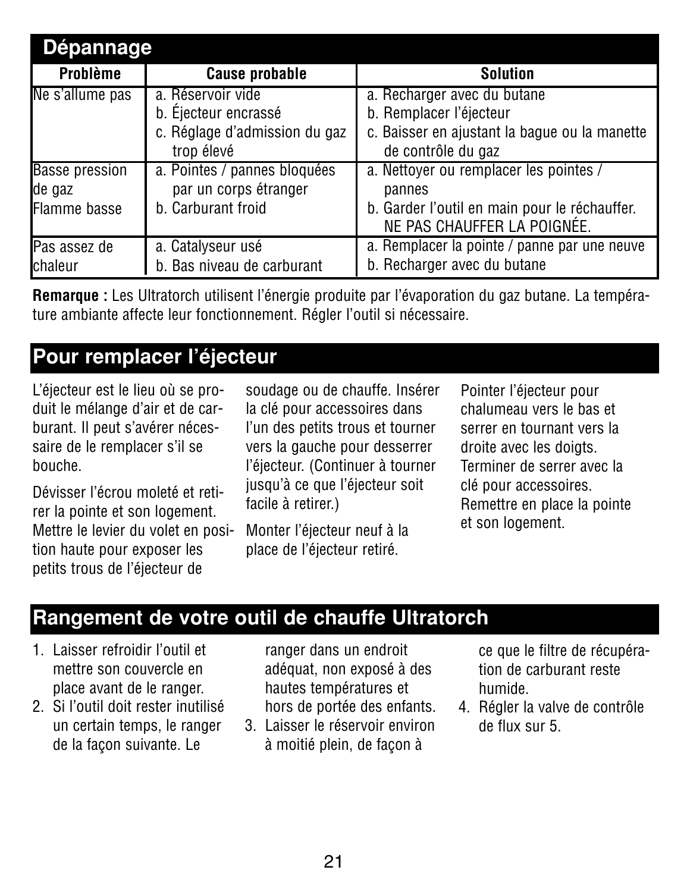## Dépannage

| Problème | Cause probable | Solution |
|---|---|---|
| Ne s'allume pas | a. Réservoir vide<br>b. Éjecteur encrassé<br>c. Réglage d'admission du gaz trop élevé | a. Recharger avec du butane<br>b. Remplacer l'éjecteur<br>c. Baisser en ajustant la bague ou la manette de contrôle du gaz |
| Basse pression de gaz<br>Flamme basse | a. Pointes / pannes bloquées par un corps étranger<br>b. Carburant froid | a. Nettoyer ou remplacer les pointes / pannes<br>b. Garder l'outil en main pour le réchauffer. NE PAS CHAUFFER LA POIGNÉE. |
| Pas assez de chaleur | a. Catalyseur usé<br>b. Bas niveau de carburant | a. Remplacer la pointe / panne par une neuve<br>b. Recharger avec du butane |

**Remarque :** Les Ultratorch utilisent l'énergie produite par l'évaporation du gaz butane. La température ambiante affecte leur fonctionnement. Régler l'outil si nécessaire.

## Pour remplacer l'éjecteur

L'éjecteur est le lieu où se produit le mélange d'air et de carburant. Il peut s'avérer nécessaire de le remplacer s'il se bouche.

Dévisser l'écrou moleté et retirer la pointe et son logement. Mettre le levier du volet en position haute pour exposer les petits trous de l'éjecteur de soudage ou de chauffe. Insérer la clé pour accessoires dans l'un des petits trous et tourner vers la gauche pour desserrer l'éjecteur. (Continuer à tourner jusqu'à ce que l'éjecteur soit facile à retirer.)

Monter l'éjecteur neuf à la place de l'éjecteur retiré.

Pointer l'éjecteur pour chalumeau vers le bas et serrer en tournant vers la droite avec les doigts. Terminer de serrer avec la clé pour accessoires. Remettre en place la pointe et son logement.

## Rangement de votre outil de chauffe Ultratorch

1. Laisser refroidir l'outil et mettre son couvercle en place avant de le ranger.
2. Si l'outil doit rester inutilisé un certain temps, le ranger de la façon suivante. Le ranger dans un endroit adéquat, non exposé à des hautes températures et hors de portée des enfants.
3. Laisser le réservoir environ à moitié plein, de façon à ce que le filtre de récupération de carburant reste humide.
4. Régler la valve de contrôle de flux sur 5.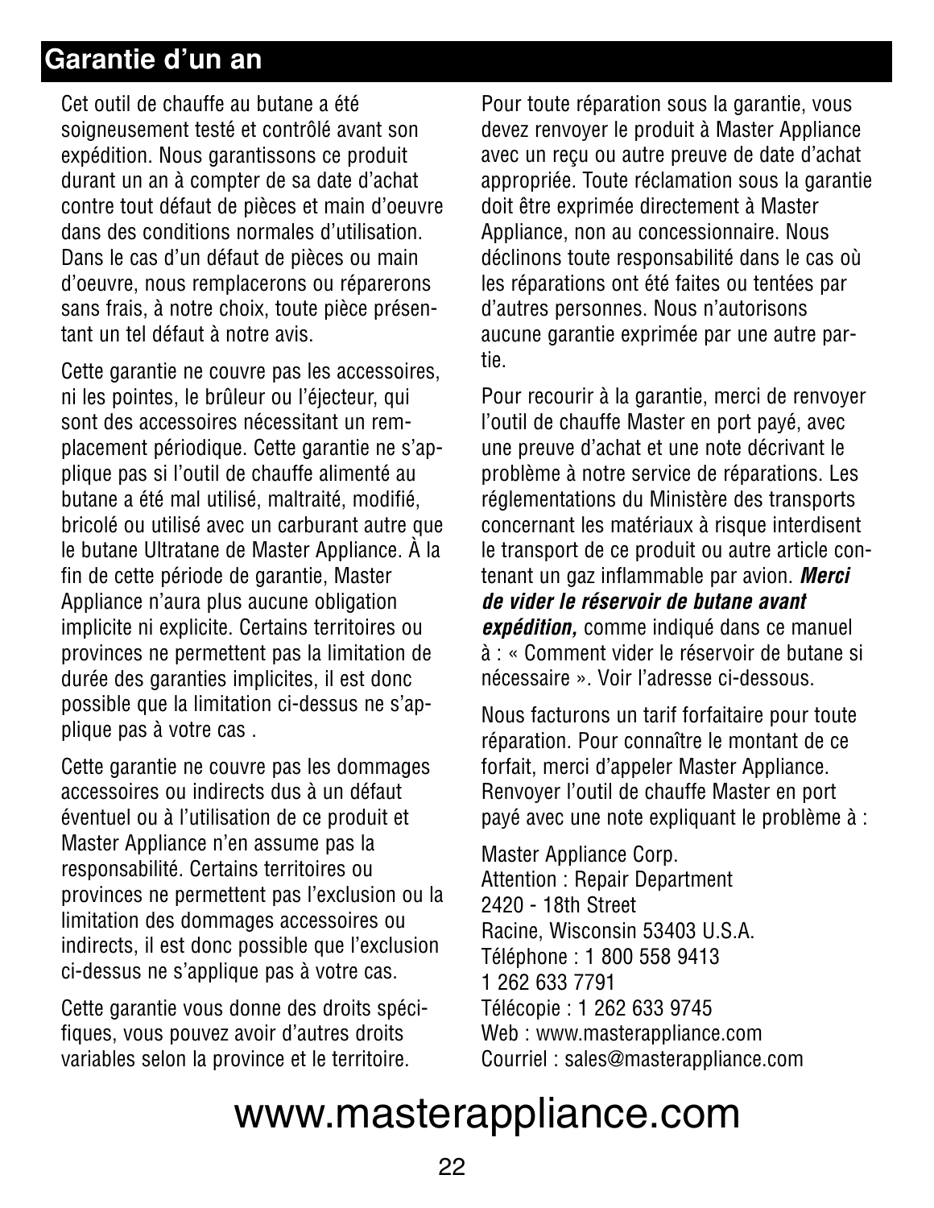## Garantie d'un an

Cet outil de chauffe au butane a été soigneusement testé et contrôlé avant son expédition. Nous garantissons ce produit durant un an à compter de sa date d'achat contre tout défaut de pièces et main d'oeuvre dans des conditions normales d'utilisation. Dans le cas d'un défaut de pièces ou main d'oeuvre, nous remplacerons ou réparerons sans frais, à notre choix, toute pièce présentant un tel défaut à notre avis.

Cette garantie ne couvre pas les accessoires, ni les pointes, le brûleur ou l'éjecteur, qui sont des accessoires nécessitant un remplacement périodique. Cette garantie ne s'applique pas si l'outil de chauffe alimenté au butane a été mal utilisé, maltraité, modifié, bricolé ou utilisé avec un carburant autre que le butane Ultratane de Master Appliance. À la fin de cette période de garantie, Master Appliance n'aura plus aucune obligation implicite ni explicite. Certains territoires ou provinces ne permettent pas la limitation de durée des garanties implicites, il est donc possible que la limitation ci-dessus ne s'applique pas à votre cas .

Cette garantie ne couvre pas les dommages accessoires ou indirects dus à un défaut éventuel ou à l'utilisation de ce produit et Master Appliance n'en assume pas la responsabilité. Certains territoires ou provinces ne permettent pas l'exclusion ou la limitation des dommages accessoires ou indirects, il est donc possible que l'exclusion ci-dessus ne s'applique pas à votre cas.

Cette garantie vous donne des droits spécifiques, vous pouvez avoir d'autres droits variables selon la province et le territoire.

Pour toute réparation sous la garantie, vous devez renvoyer le produit à Master Appliance avec un reçu ou autre preuve de date d'achat appropriée. Toute réclamation sous la garantie doit être exprimée directement à Master Appliance, non au concessionnaire. Nous déclinons toute responsabilité dans le cas où les réparations ont été faites ou tentées par d'autres personnes. Nous n'autorisons aucune garantie exprimée par une autre partie.

Pour recourir à la garantie, merci de renvoyer l'outil de chauffe Master en port payé, avec une preuve d'achat et une note décrivant le problème à notre service de réparations. Les réglementations du Ministère des transports concernant les matériaux à risque interdisent le transport de ce produit ou autre article contenant un gaz inflammable par avion. ***Merci de vider le réservoir de butane avant expédition,*** comme indiqué dans ce manuel à : « Comment vider le réservoir de butane si nécessaire ». Voir l'adresse ci-dessous.

Nous facturons un tarif forfaitaire pour toute réparation. Pour connaître le montant de ce forfait, merci d'appeler Master Appliance. Renvoyer l'outil de chauffe Master en port payé avec une note expliquant le problème à :

Master Appliance Corp.
Attention : Repair Department
2420 - 18th Street
Racine, Wisconsin 53403 U.S.A.
Téléphone : 1 800 558 9413
1 262 633 7791
Télécopie : 1 262 633 9745
Web : www.masterappliance.com
Courriel : sales@masterappliance.com

www.masterappliance.com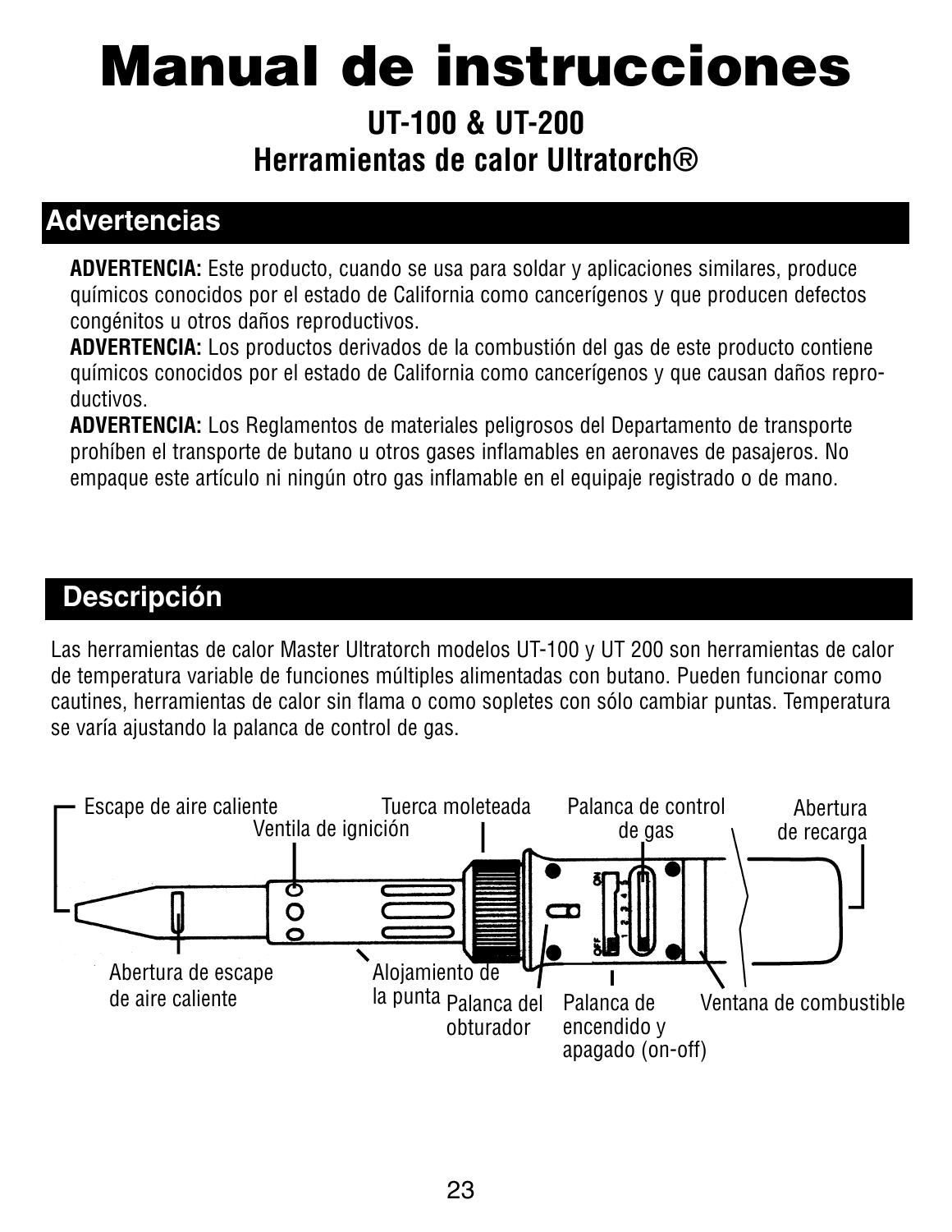# Manual de instrucciones

## UT-100 & UT-200
## Herramientas de calor Ultratorch®

## Advertencias

**ADVERTENCIA:** Este producto, cuando se usa para soldar y aplicaciones similares, produce químicos conocidos por el estado de California como cancerígenos y que producen defectos congénitos u otros daños reproductivos.

**ADVERTENCIA:** Los productos derivados de la combustión del gas de este producto contiene químicos conocidos por el estado de California como cancerígenos y que causan daños reproductivos.

**ADVERTENCIA:** Los Reglamentos de materiales peligrosos del Departamento de transporte prohíben el transporte de butano u otros gases inflamables en aeronaves de pasajeros. No empaque este artículo ni ningún otro gas inflamable en el equipaje registrado o de mano.

## Descripción

Las herramientas de calor Master Ultratorch modelos UT-100 y UT 200 son herramientas de calor de temperatura variable de funciones múltiples alimentadas con butano. Pueden funcionar como cautines, herramientas de calor sin flama o como sopletes con sólo cambiar puntas. Temperatura se varía ajustando la palanca de control de gas.

Escape de aire caliente
Ventila de ignición
Tuerca moleteada
Palanca de control de gas
Abertura de recarga
Abertura de escape de aire caliente
Alojamiento de la punta
Palanca del obturador
Palanca de encendido y apagado (on-off)
Ventana de combustible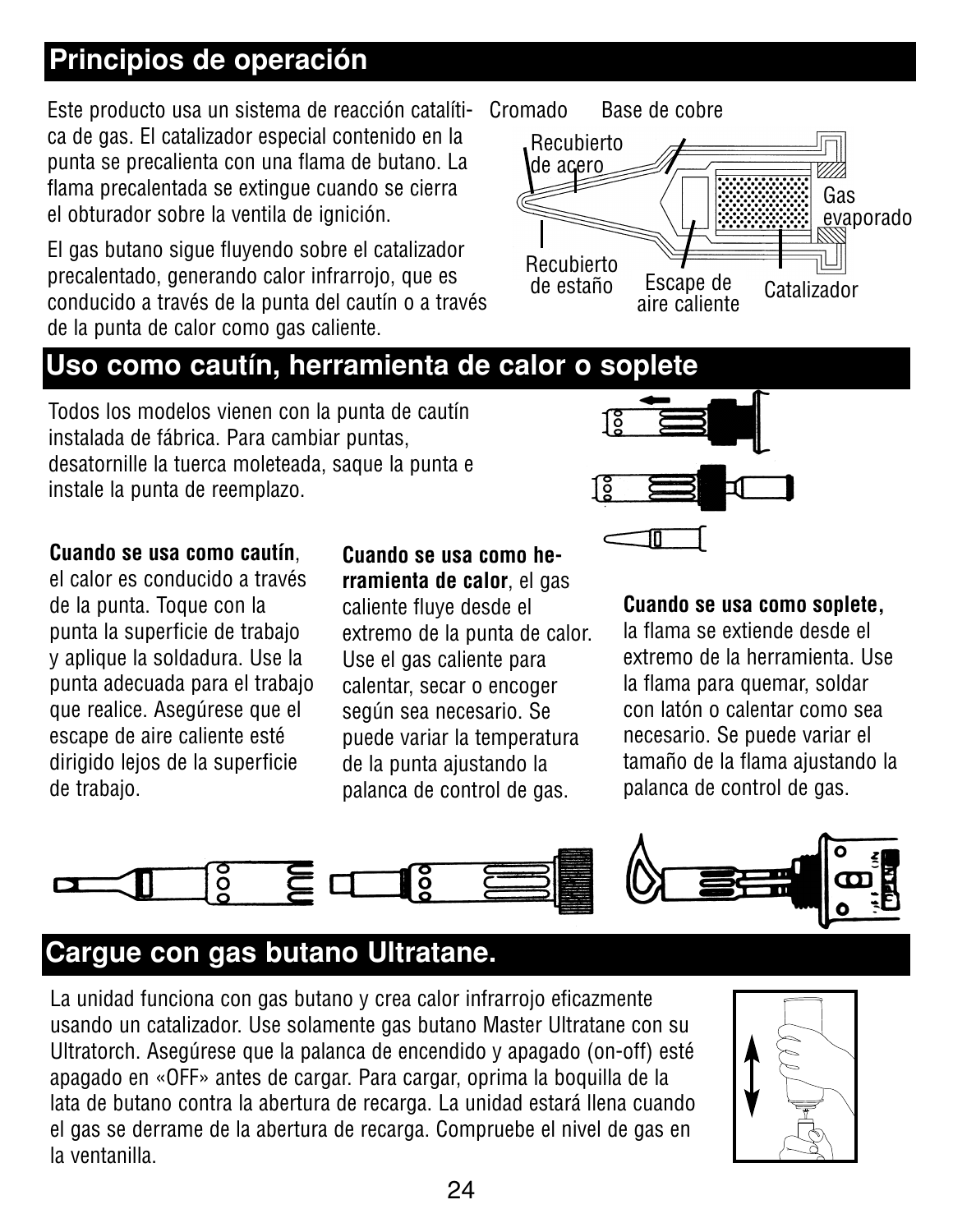## Principios de operación

Este producto usa un sistema de reacción catalítica de gas. El catalizador especial contenido en la punta se precalienta con una flama de butano. La flama precalentada se extingue cuando se cierra el obturador sobre la ventila de ignición.

El gas butano sigue fluyendo sobre el catalizador precalentado, generando calor infrarrojo, que es conducido a través de la punta del cautín o a través de la punta de calor como gas caliente.

Cromado · Base de cobre · Recubierto de acero · Gas evaporado · Recubierto de estaño · Escape de aire caliente · Catalizador

## Uso como cautín, herramienta de calor o soplete

Todos los modelos vienen con la punta de cautín instalada de fábrica. Para cambiar puntas, desatornille la tuerca moleteada, saque la punta e instale la punta de reemplazo.

**Cuando se usa como cautín**, el calor es conducido a través de la punta. Toque con la punta la superficie de trabajo y aplique la soldadura. Use la punta adecuada para el trabajo que realice. Asegúrese que el escape de aire caliente esté dirigido lejos de la superficie de trabajo.

**Cuando se usa como herramienta de calor**, el gas caliente fluye desde el extremo de la punta de calor. Use el gas caliente para calentar, secar o encoger según sea necesario. Se puede variar la temperatura de la punta ajustando la palanca de control de gas.

**Cuando se usa como soplete,** la flama se extiende desde el extremo de la herramienta. Use la flama para quemar, soldar con latón o calentar como sea necesario. Se puede variar el tamaño de la flama ajustando la palanca de control de gas.

## Cargue con gas butano Ultratane.

La unidad funciona con gas butano y crea calor infrarrojo eficazmente usando un catalizador. Use solamente gas butano Master Ultratane con su Ultratorch. Asegúrese que la palanca de encendido y apagado (on-off) esté apagado en «OFF» antes de cargar. Para cargar, oprima la boquilla de la lata de butano contra la abertura de recarga. La unidad estará llena cuando el gas se derrame de la abertura de recarga. Compruebe el nivel de gas en la ventanilla.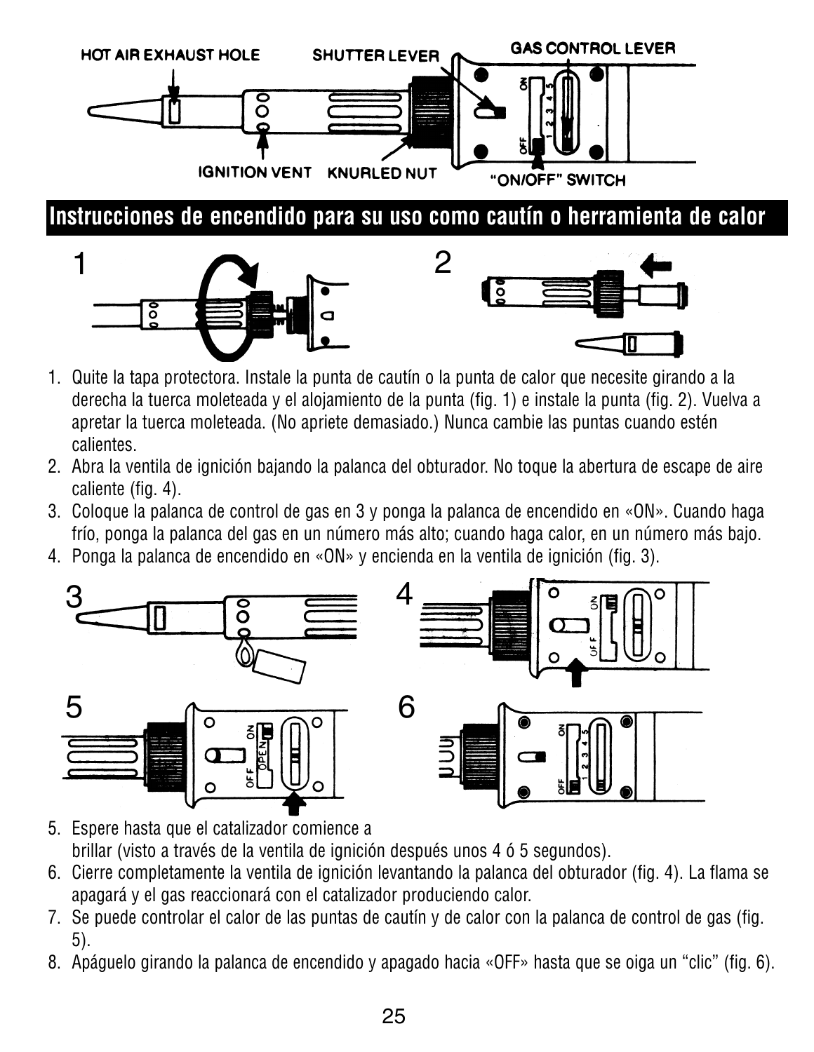HOT AIR EXHAUST HOLE · SHUTTER LEVER · GAS CONTROL LEVER · IGNITION VENT · KNURLED NUT · "ON/OFF" SWITCH

## Instrucciones de encendido para su uso como cautín o herramienta de calor

1. Quite la tapa protectora. Instale la punta de cautín o la punta de calor que necesite girando a la derecha la tuerca moleteada y el alojamiento de la punta (fig. 1) e instale la punta (fig. 2). Vuelva a apretar la tuerca moleteada. (No apriete demasiado.) Nunca cambie las puntas cuando estén calientes.
2. Abra la ventila de ignición bajando la palanca del obturador. No toque la abertura de escape de aire caliente (fig. 4).
3. Coloque la palanca de control de gas en 3 y ponga la palanca de encendido en «ON». Cuando haga frío, ponga la palanca del gas en un número más alto; cuando haga calor, en un número más bajo.
4. Ponga la palanca de encendido en «ON» y encienda en la ventila de ignición (fig. 3).
5. Espere hasta que el catalizador comience a brillar (visto a través de la ventila de ignición después unos 4 ó 5 segundos).
6. Cierre completamente la ventila de ignición levantando la palanca del obturador (fig. 4). La flama se apagará y el gas reaccionará con el catalizador produciendo calor.
7. Se puede controlar el calor de las puntas de cautín y de calor con la palanca de control de gas (fig. 5).
8. Apáguelo girando la palanca de encendido y apagado hacia «OFF» hasta que se oiga un "clic" (fig. 6).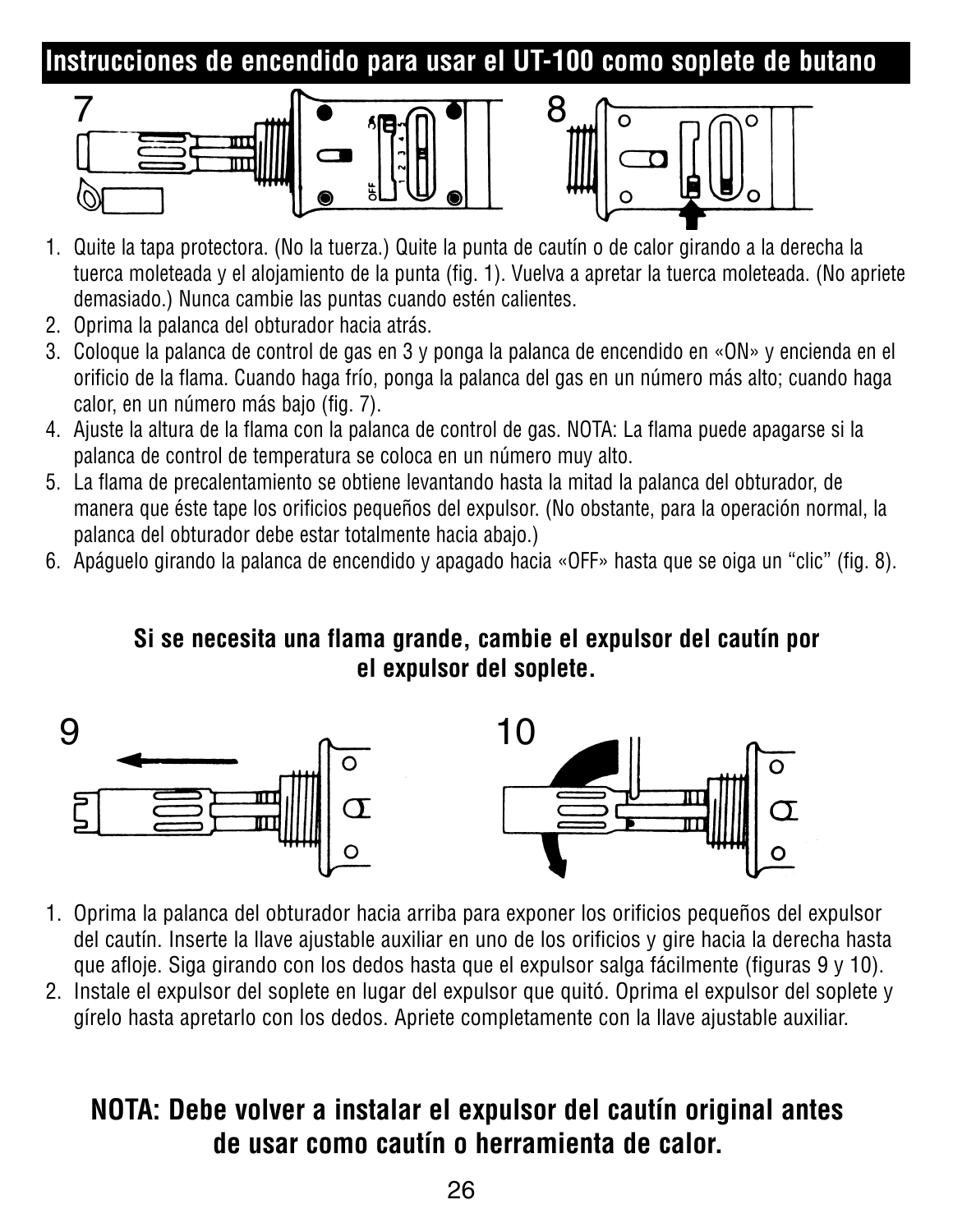## Instrucciones de encendido para usar el UT-100 como soplete de butano

1. Quite la tapa protectora. (No la tuerza.) Quite la punta de cautín o de calor girando a la derecha la tuerca moleteada y el alojamiento de la punta (fig. 1). Vuelva a apretar la tuerca moleteada. (No apriete demasiado.) Nunca cambie las puntas cuando estén calientes.
2. Oprima la palanca del obturador hacia atrás.
3. Coloque la palanca de control de gas en 3 y ponga la palanca de encendido en «ON» y encienda en el orificio de la flama. Cuando haga frío, ponga la palanca del gas en un número más alto; cuando haga calor, en un número más bajo (fig. 7).
4. Ajuste la altura de la flama con la palanca de control de gas. NOTA: La flama puede apagarse si la palanca de control de temperatura se coloca en un número muy alto.
5. La flama de precalentamiento se obtiene levantando hasta la mitad la palanca del obturador, de manera que éste tape los orificios pequeños del expulsor. (No obstante, para la operación normal, la palanca del obturador debe estar totalmente hacia abajo.)
6. Apáguelo girando la palanca de encendido y apagado hacia «OFF» hasta que se oiga un "clic" (fig. 8).

**Si se necesita una flama grande, cambie el expulsor del cautín por el expulsor del soplete.**

1. Oprima la palanca del obturador hacia arriba para exponer los orificios pequeños del expulsor del cautín. Inserte la llave ajustable auxiliar en uno de los orificios y gire hacia la derecha hasta que afloje. Siga girando con los dedos hasta que el expulsor salga fácilmente (figuras 9 y 10).
2. Instale el expulsor del soplete en lugar del expulsor que quitó. Oprima el expulsor del soplete y gírelo hasta apretarlo con los dedos. Apriete completamente con la llave ajustable auxiliar.

**NOTA: Debe volver a instalar el expulsor del cautín original antes de usar como cautín o herramienta de calor.**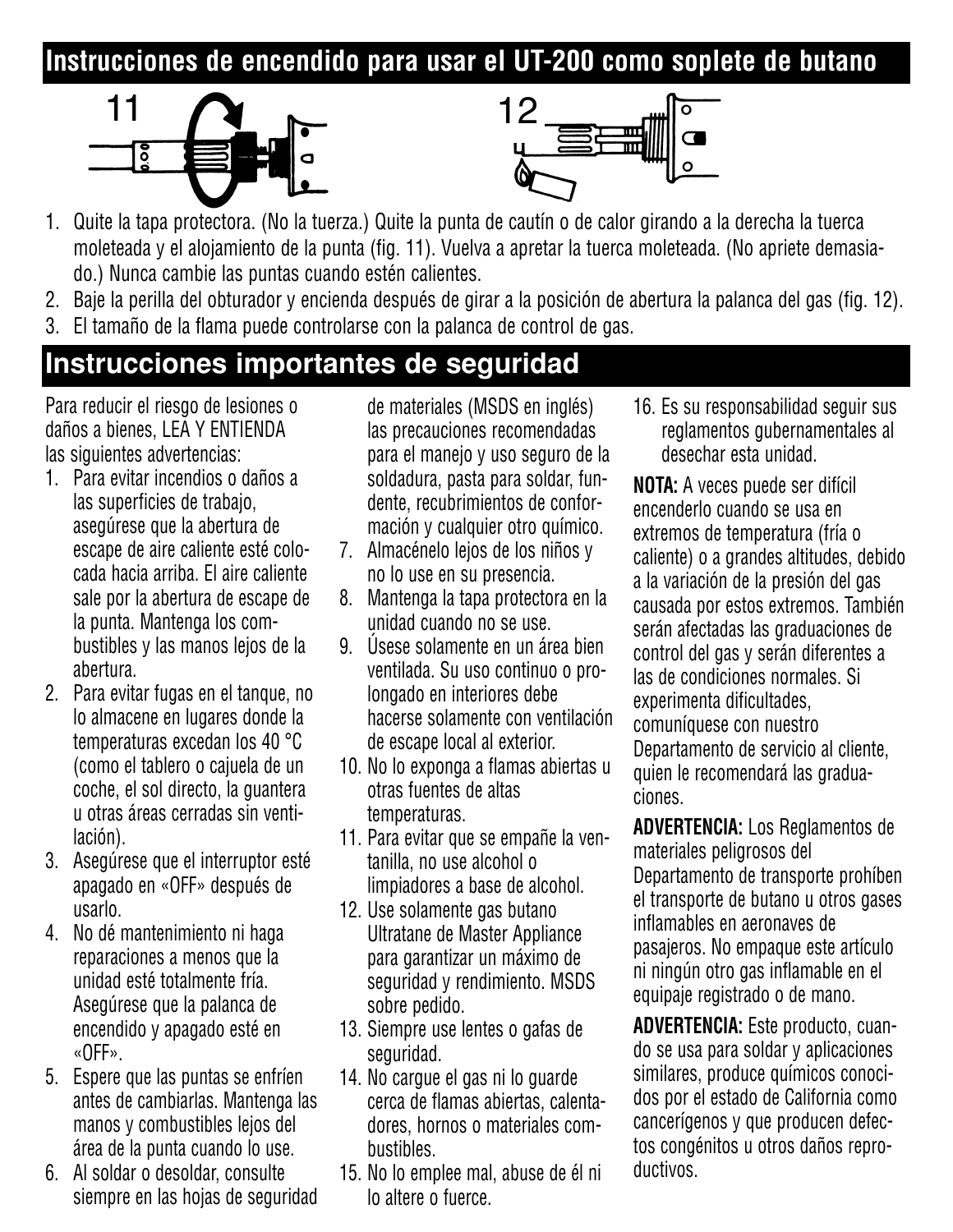## Instrucciones de encendido para usar el UT-200 como soplete de butano

11

12

1. Quite la tapa protectora. (No la tuerza.) Quite la punta de cautín o de calor girando a la derecha la tuerca moleteada y el alojamiento de la punta (fig. 11). Vuelva a apretar la tuerca moleteada. (No apriete demasiado.) Nunca cambie las puntas cuando estén calientes.
2. Baje la perilla del obturador y encienda después de girar a la posición de abertura la palanca del gas (fig. 12).
3. El tamaño de la flama puede controlarse con la palanca de control de gas.

## Instrucciones importantes de seguridad

Para reducir el riesgo de lesiones o daños a bienes, LEA Y ENTIENDA las siguientes advertencias:

1. Para evitar incendios o daños a las superficies de trabajo, asegúrese que la abertura de escape de aire caliente esté colocada hacia arriba. El aire caliente sale por la abertura de escape de la punta. Mantenga los combustibles y las manos lejos de la abertura.
2. Para evitar fugas en el tanque, no lo almacene en lugares donde la temperaturas excedan los 40 °C (como el tablero o cajuela de un coche, el sol directo, la guantera u otras áreas cerradas sin ventilación).
3. Asegúrese que el interruptor esté apagado en «OFF» después de usarlo.
4. No dé mantenimiento ni haga reparaciones a menos que la unidad esté totalmente fría. Asegúrese que la palanca de encendido y apagado esté en «OFF».
5. Espere que las puntas se enfríen antes de cambiarlas. Mantenga las manos y combustibles lejos del área de la punta cuando lo use.
6. Al soldar o desoldar, consulte siempre en las hojas de seguridad de materiales (MSDS en inglés) las precauciones recomendadas para el manejo y uso seguro de la soldadura, pasta para soldar, fundente, recubrimientos de conformación y cualquier otro químico.
7. Almacénelo lejos de los niños y no lo use en su presencia.
8. Mantenga la tapa protectora en la unidad cuando no se use.
9. Úsese solamente en un área bien ventilada. Su uso continuo o prolongado en interiores debe hacerse solamente con ventilación de escape local al exterior.
10. No lo exponga a flamas abiertas u otras fuentes de altas temperaturas.
11. Para evitar que se empañe la ventanilla, no use alcohol o limpiadores a base de alcohol.
12. Use solamente gas butano Ultratane de Master Appliance para garantizar un máximo de seguridad y rendimiento. MSDS sobre pedido.
13. Siempre use lentes o gafas de seguridad.
14. No cargue el gas ni lo guarde cerca de flamas abiertas, calentadores, hornos o materiales combustibles.
15. No lo emplee mal, abuse de él ni lo altere o fuerce.
16. Es su responsabilidad seguir sus reglamentos gubernamentales al desechar esta unidad.

**NOTA:** A veces puede ser difícil encenderlo cuando se usa en extremos de temperatura (fría o caliente) o a grandes altitudes, debido a la variación de la presión del gas causada por estos extremos. También serán afectadas las graduaciones de control del gas y serán diferentes a las de condiciones normales. Si experimenta dificultades, comuníquese con nuestro Departamento de servicio al cliente, quien le recomendará las graduaciones.

**ADVERTENCIA:** Los Reglamentos de materiales peligrosos del Departamento de transporte prohíben el transporte de butano u otros gases inflamables en aeronaves de pasajeros. No empaque este artículo ni ningún otro gas inflamable en el equipaje registrado o de mano.

**ADVERTENCIA:** Este producto, cuando se usa para soldar y aplicaciones similares, produce químicos conocidos por el estado de California como cancerígenos y que producen defectos congénitos u otros daños reproductivos.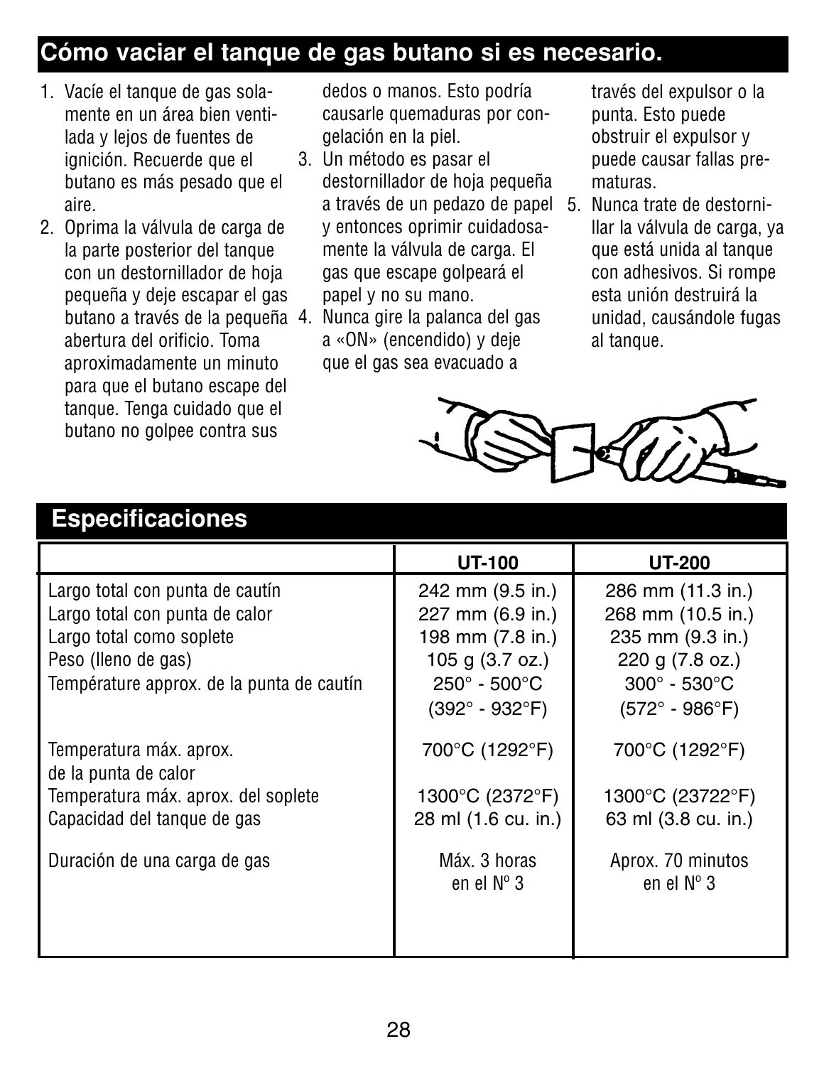## Cómo vaciar el tanque de gas butano si es necesario.

1. Vacíe el tanque de gas solamente en un área bien ventilada y lejos de fuentes de ignición. Recuerde que el butano es más pesado que el aire.
2. Oprima la válvula de carga de la parte posterior del tanque con un destornillador de hoja pequeña y deje escapar el gas butano a través de la pequeña abertura del orificio. Toma aproximadamente un minuto para que el butano escape del tanque. Tenga cuidado que el butano no golpee contra sus dedos o manos. Esto podría causarle quemaduras por congelación en la piel.
3. Un método es pasar el destornillador de hoja pequeña a través de un pedazo de papel y entonces oprimir cuidadosamente la válvula de carga. El gas que escape golpeará el papel y no su mano.
4. Nunca gire la palanca del gas a «ON» (encendido) y deje que el gas sea evacuado a través del expulsor o la punta. Esto puede obstruir el expulsor y puede causar fallas prematuras.
5. Nunca trate de destornillar la válvula de carga, ya que está unida al tanque con adhesivos. Si rompe esta unión destruirá la unidad, causándole fugas al tanque.

## Especificaciones

| | UT-100 | UT-200 |
|---|---|---|
| Largo total con punta de cautín | 242 mm (9.5 in.) | 286 mm (11.3 in.) |
| Largo total con punta de calor | 227 mm (6.9 in.) | 268 mm (10.5 in.) |
| Largo total como soplete | 198 mm (7.8 in.) | 235 mm (9.3 in.) |
| Peso (lleno de gas) | 105 g (3.7 oz.) | 220 g (7.8 oz.) |
| Température approx. de la punta de cautín | 250° - 500°C (392° - 932°F) | 300° - 530°C (572° - 986°F) |
| Temperatura máx. aprox. de la punta de calor | 700°C (1292°F) | 700°C (1292°F) |
| Temperatura máx. aprox. del soplete | 1300°C (2372°F) | 1300°C (23722°F) |
| Capacidad del tanque de gas | 28 ml (1.6 cu. in.) | 63 ml (3.8 cu. in.) |
| Duración de una carga de gas | Máx. 3 horas en el Nº 3 | Aprox. 70 minutos en el Nº 3 |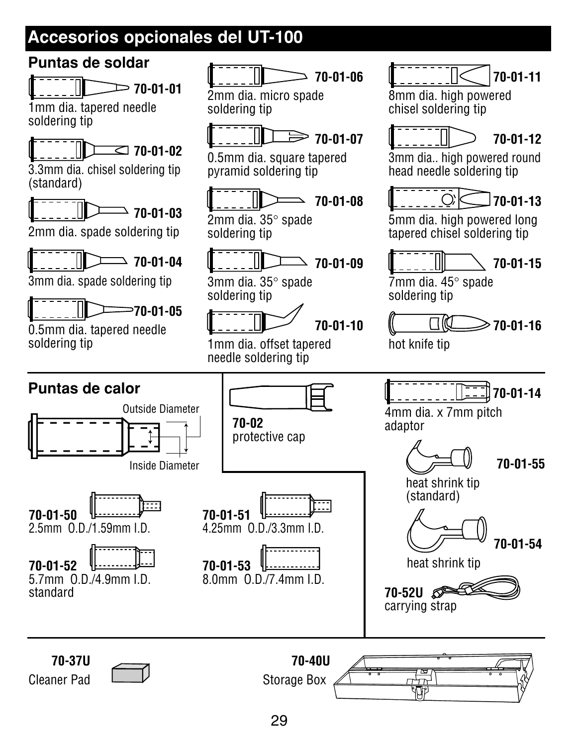# Accesorios opcionales del UT-100

## Puntas de soldar

**70-01-01**
1mm dia. tapered needle soldering tip

**70-01-02**
3.3mm dia. chisel soldering tip (standard)

**70-01-03**
2mm dia. spade soldering tip

**70-01-04**
3mm dia. spade soldering tip

**70-01-05**
0.5mm dia. tapered needle soldering tip

**70-01-06**
2mm dia. micro spade soldering tip

**70-01-07**
0.5mm dia. square tapered pyramid soldering tip

**70-01-08**
2mm dia. 35° spade soldering tip

**70-01-09**
3mm dia. 35° spade soldering tip

**70-01-10**
1mm dia. offset tapered needle soldering tip

**70-01-11**
8mm dia. high powered chisel soldering tip

**70-01-12**
3mm dia.. high powered round head needle soldering tip

**70-01-13**
5mm dia. high powered long tapered chisel soldering tip

**70-01-15**
7mm dia. 45° spade soldering tip

**70-01-16**
hot knife tip

## Puntas de calor

Outside Diameter

Inside Diameter

**70-01-50**
2.5mm O.D./1.59mm I.D.

**70-01-51**
4.25mm O.D./3.3mm I.D.

**70-01-52**
5.7mm O.D./4.9mm I.D. standard

**70-01-53**
8.0mm O.D./7.4mm I.D.

**70-02**
protective cap

**70-01-14**
4mm dia. x 7mm pitch adaptor

**70-01-55**
heat shrink tip (standard)

**70-01-54**
heat shrink tip

**70-52U**
carrying strap

**70-37U**
Cleaner Pad

**70-40U**
Storage Box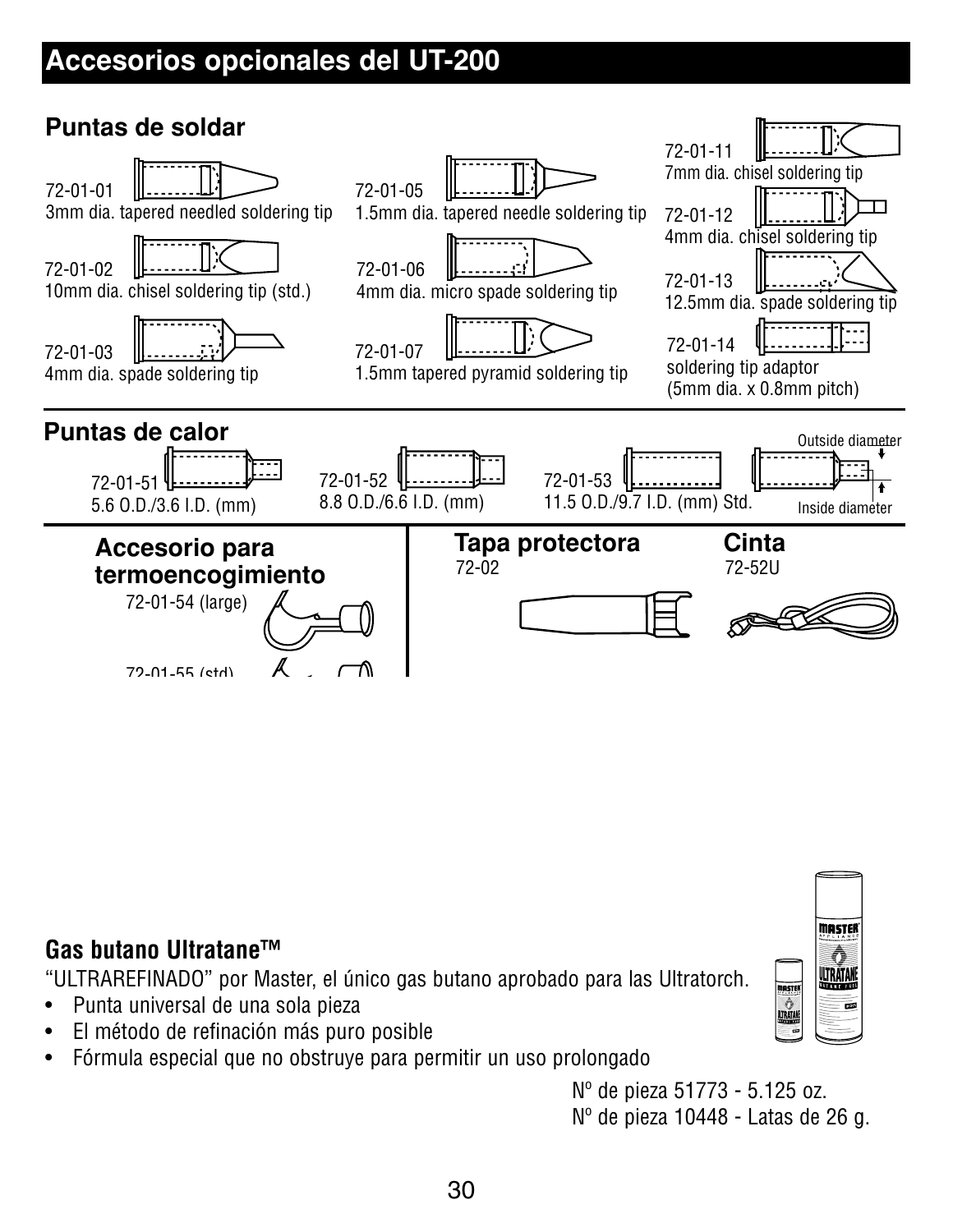# Accesorios opcionales del UT-200

## Puntas de soldar

72-01-01
3mm dia. tapered needled soldering tip

72-01-02
10mm dia. chisel soldering tip (std.)

72-01-03
4mm dia. spade soldering tip

72-01-05
1.5mm dia. tapered needle soldering tip

72-01-06
4mm dia. micro spade soldering tip

72-01-07
1.5mm tapered pyramid soldering tip

72-01-11
7mm dia. chisel soldering tip

72-01-12
4mm dia. chisel soldering tip

72-01-13
12.5mm dia. spade soldering tip

72-01-14
soldering tip adaptor
(5mm dia. x 0.8mm pitch)

## Puntas de calor

72-01-51
5.6 O.D./3.6 I.D. (mm)

72-01-52
8.8 O.D./6.6 I.D. (mm)

72-01-53
11.5 O.D./9.7 I.D. (mm) Std.

Outside diameter

Inside diameter

## Accesorio para termoencogimiento

72-01-54 (large)

72-01-55 (std)

## Tapa protectora

72-02

## Cinta

72-52U

## Gas butano Ultratane™

"ULTRAREFINADO" por Master, el único gas butano aprobado para las Ultratorch.

- Punta universal de una sola pieza
- El método de refinación más puro posible
- Fórmula especial que no obstruye para permitir un uso prolongado

Nº de pieza 51773 - 5.125 oz.
Nº de pieza 10448 - Latas de 26 g.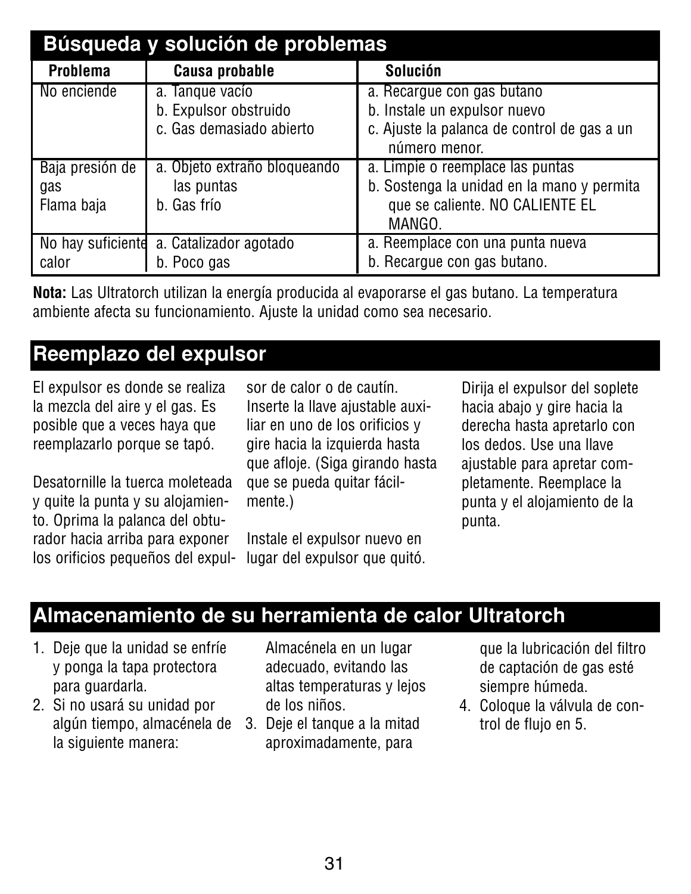## Búsqueda y solución de problemas

| Problema | Causa probable | Solución |
|---|---|---|
| No enciende | a. Tanque vacío<br>b. Expulsor obstruido<br>c. Gas demasiado abierto | a. Recargue con gas butano<br>b. Instale un expulsor nuevo<br>c. Ajuste la palanca de control de gas a un número menor. |
| Baja presión de gas<br>Flama baja | a. Objeto extraño bloqueando las puntas<br>b. Gas frío | a. Limpie o reemplace las puntas<br>b. Sostenga la unidad en la mano y permita que se caliente. NO CALIENTE EL MANGO. |
| No hay suficiente calor | a. Catalizador agotado<br>b. Poco gas | a. Reemplace con una punta nueva<br>b. Recargue con gas butano. |

**Nota:** Las Ultratorch utilizan la energía producida al evaporarse el gas butano. La temperatura ambiente afecta su funcionamiento. Ajuste la unidad como sea necesario.

## Reemplazo del expulsor

El expulsor es donde se realiza la mezcla del aire y el gas. Es posible que a veces haya que reemplazarlo porque se tapó.

Desatornille la tuerca moleteada y quite la punta y su alojamiento. Oprima la palanca del obturador hacia arriba para exponer los orificios pequeños del expulsor de calor o de cautín. Inserte la llave ajustable auxiliar en uno de los orificios y gire hacia la izquierda hasta que afloje. (Siga girando hasta que se pueda quitar fácilmente.)

Instale el expulsor nuevo en lugar del expulsor que quitó.

Dirija el expulsor del soplete hacia abajo y gire hacia la derecha hasta apretarlo con los dedos. Use una llave ajustable para apretar completamente. Reemplace la punta y el alojamiento de la punta.

## Almacenamiento de su herramienta de calor Ultratorch

1. Deje que la unidad se enfríe y ponga la tapa protectora para guardarla.
2. Si no usará su unidad por algún tiempo, almacénela de la siguiente manera: Almacénela en un lugar adecuado, evitando las altas temperaturas y lejos de los niños.
3. Deje el tanque a la mitad aproximadamente, para que la lubricación del filtro de captación de gas esté siempre húmeda.
4. Coloque la válvula de control de flujo en 5.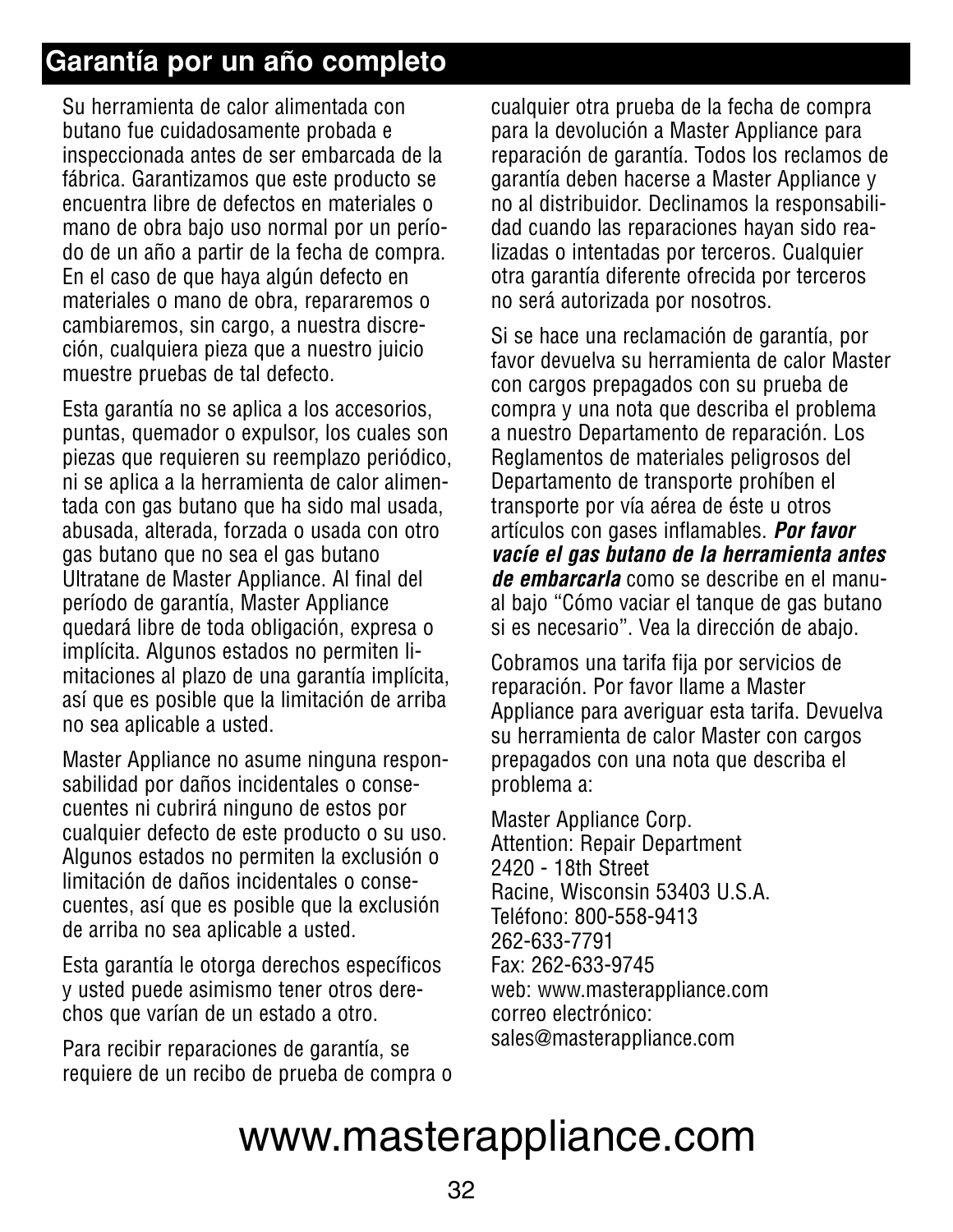## Garantía por un año completo

Su herramienta de calor alimentada con butano fue cuidadosamente probada e inspeccionada antes de ser embarcada de la fábrica. Garantizamos que este producto se encuentra libre de defectos en materiales o mano de obra bajo uso normal por un período de un año a partir de la fecha de compra. En el caso de que haya algún defecto en materiales o mano de obra, repararemos o cambiaremos, sin cargo, a nuestra discreción, cualquiera pieza que a nuestro juicio muestre pruebas de tal defecto.

Esta garantía no se aplica a los accesorios, puntas, quemador o expulsor, los cuales son piezas que requieren su reemplazo periódico, ni se aplica a la herramienta de calor alimentada con gas butano que ha sido mal usada, abusada, alterada, forzada o usada con otro gas butano que no sea el gas butano Ultratane de Master Appliance. Al final del período de garantía, Master Appliance quedará libre de toda obligación, expresa o implícita. Algunos estados no permiten limitaciones al plazo de una garantía implícita, así que es posible que la limitación de arriba no sea aplicable a usted.

Master Appliance no asume ninguna responsabilidad por daños incidentales o consecuentes ni cubrirá ninguno de estos por cualquier defecto de este producto o su uso. Algunos estados no permiten la exclusión o limitación de daños incidentales o consecuentes, así que es posible que la exclusión de arriba no sea aplicable a usted.

Esta garantía le otorga derechos específicos y usted puede asimismo tener otros derechos que varían de un estado a otro.

Para recibir reparaciones de garantía, se requiere de un recibo de prueba de compra o cualquier otra prueba de la fecha de compra para la devolución a Master Appliance para reparación de garantía. Todos los reclamos de garantía deben hacerse a Master Appliance y no al distribuidor. Declinamos la responsabilidad cuando las reparaciones hayan sido realizadas o intentadas por terceros. Cualquier otra garantía diferente ofrecida por terceros no será autorizada por nosotros.

Si se hace una reclamación de garantía, por favor devuelva su herramienta de calor Master con cargos prepagados con su prueba de compra y una nota que describa el problema a nuestro Departamento de reparación. Los Reglamentos de materiales peligrosos del Departamento de transporte prohíben el transporte por vía aérea de éste u otros artículos con gases inflamables. ***Por favor vacíe el gas butano de la herramienta antes de embarcarla*** como se describe en el manual bajo "Cómo vaciar el tanque de gas butano si es necesario". Vea la dirección de abajo.

Cobramos una tarifa fija por servicios de reparación. Por favor llame a Master Appliance para averiguar esta tarifa. Devuelva su herramienta de calor Master con cargos prepagados con una nota que describa el problema a:

Master Appliance Corp.
Attention: Repair Department
2420 - 18th Street
Racine, Wisconsin 53403 U.S.A.
Teléfono: 800-558-9413
262-633-7791
Fax: 262-633-9745
web: www.masterappliance.com
correo electrónico:
sales@masterappliance.com

www.masterappliance.com